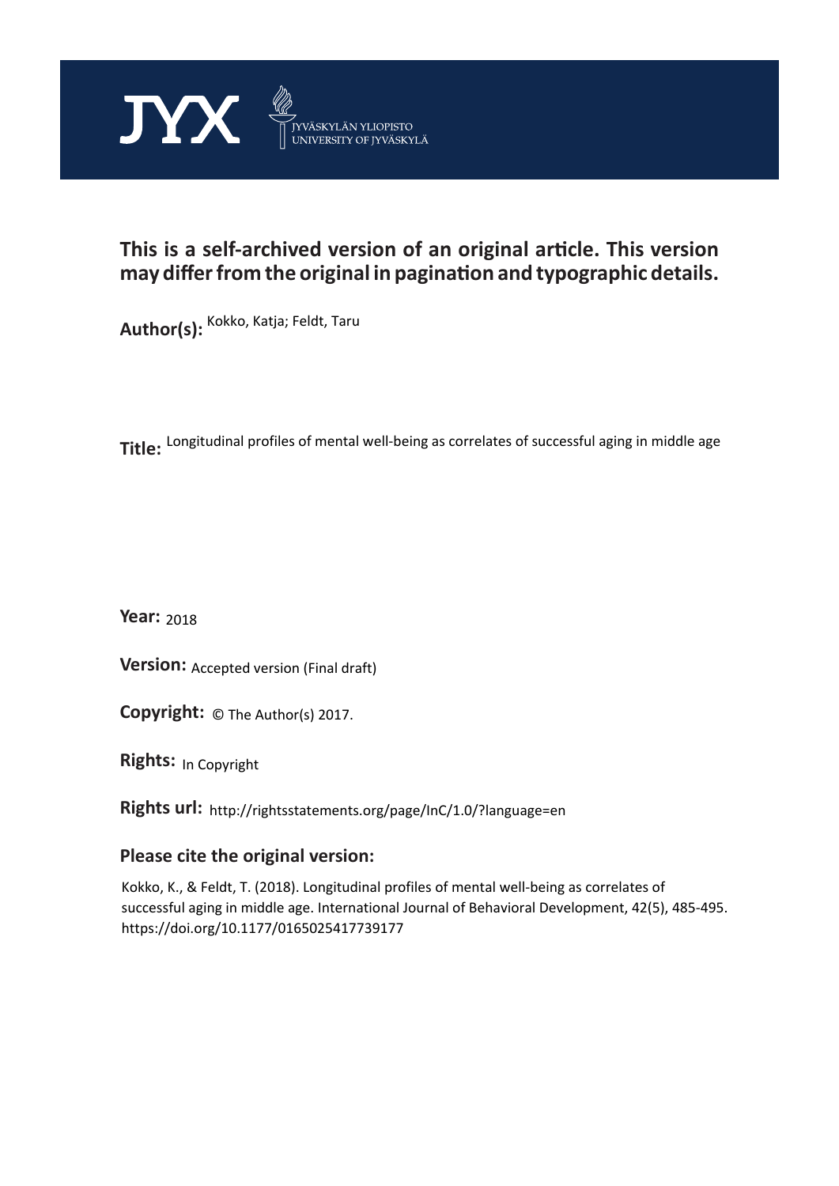JYX JYVÄSKYLÄN YLIOPISTO UNIVERSITY OF JYVÄSKYLÄ

**This is a self-archived version of an original article. This version may differ from the original in pagination and typographic details.**

**Author(s):** Kokko, Katja; Feldt, Taru

**Title:** Longitudinal profiles of mental well-being as correlates of successful aging in middle age

**Year:** 2018

**Version:** Accepted version (Final draft)

**Copyright:** © The Author(s) 2017.

**Rights:** In Copyright

**Rights url:** http://rightsstatements.org/page/InC/1.0/?language=en

**Please cite the original version:**

Kokko, K., & Feldt, T. (2018). Longitudinal profiles of mental well-being as correlates of successful aging in middle age. International Journal of Behavioral Development, 42(5), 485-495. https://doi.org/10.1177/0165025417739177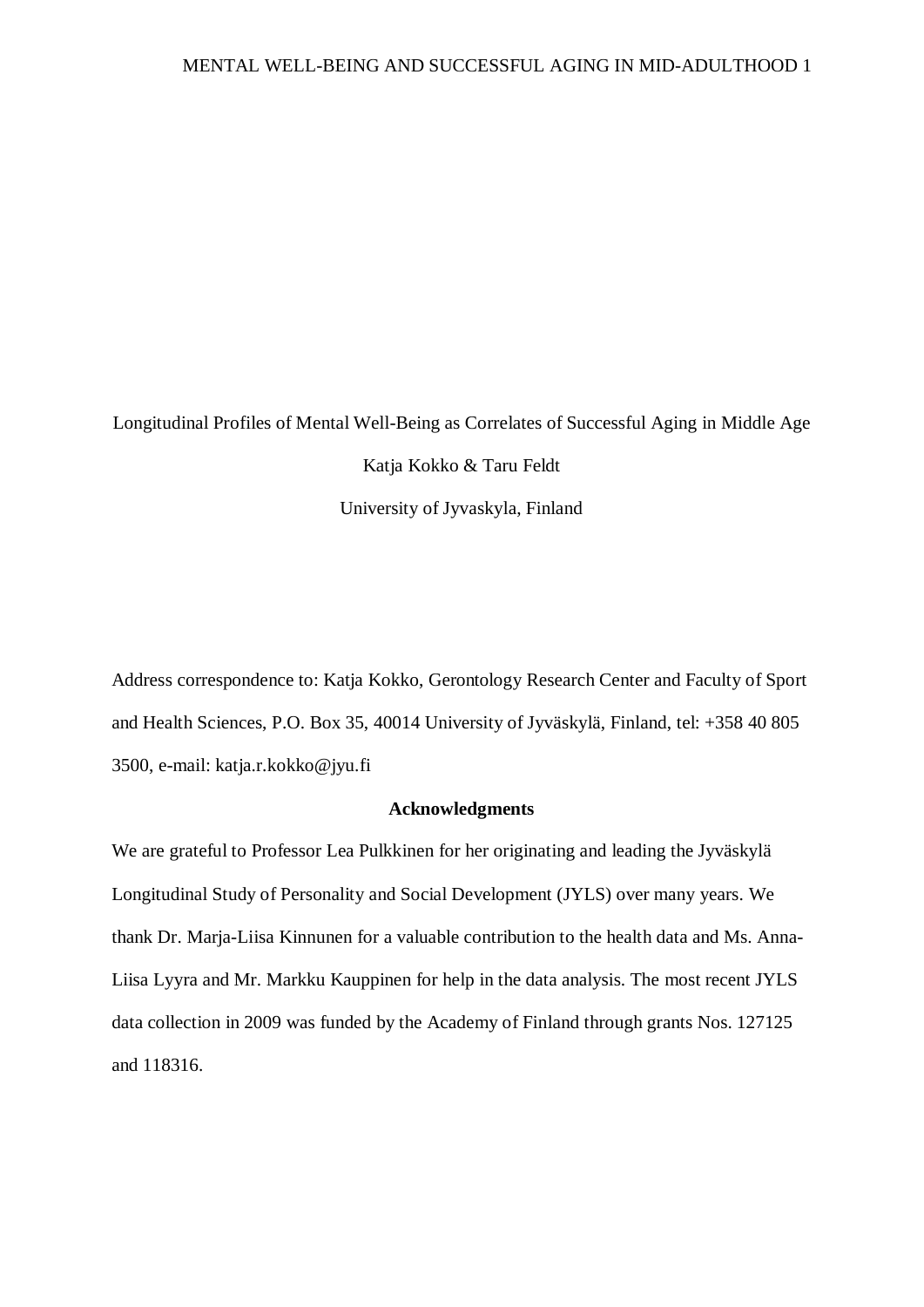Longitudinal Profiles of Mental Well-Being as Correlates of Successful Aging in Middle Age

Katja Kokko & Taru Feldt

University of Jyvaskyla, Finland

Address correspondence to: Katja Kokko, Gerontology Research Center and Faculty of Sport and Health Sciences, P.O. Box 35, 40014 University of Jyväskylä, Finland, tel: +358 40 805 3500, e-mail: katja.r.kokko@jyu.fi

## Acknowledgments

We are grateful to Professor Lea Pulkkinen for her originating and leading the Jyväskylä Longitudinal Study of Personality and Social Development (JYLS) over many years. We thank Dr. Marja-Liisa Kinnunen for a valuable contribution to the health data and Ms. Anna-Liisa Lyyra and Mr. Markku Kauppinen for help in the data analysis. The most recent JYLS data collection in 2009 was funded by the Academy of Finland through grants Nos. 127125 and 118316.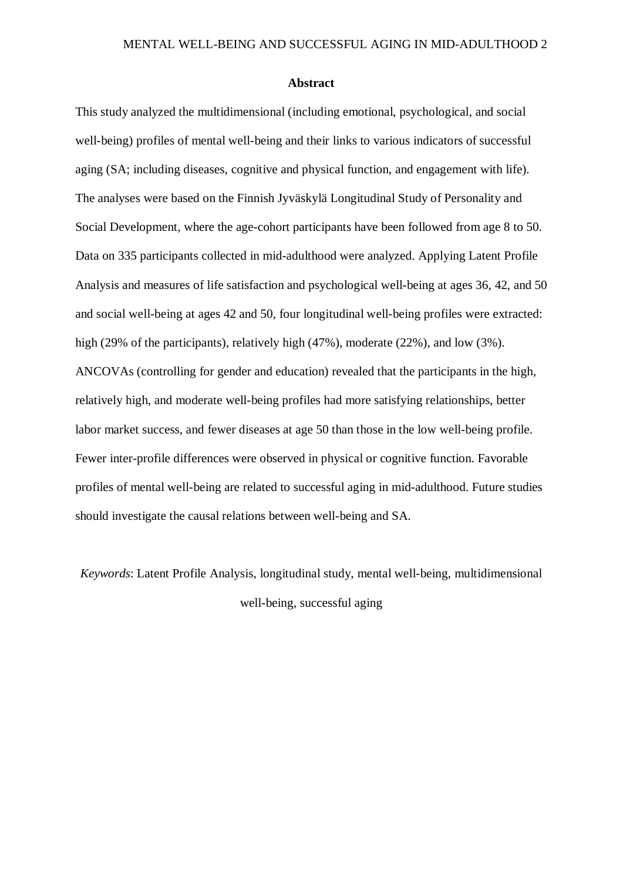## Abstract

This study analyzed the multidimensional (including emotional, psychological, and social well-being) profiles of mental well-being and their links to various indicators of successful aging (SA; including diseases, cognitive and physical function, and engagement with life). The analyses were based on the Finnish Jyväskylä Longitudinal Study of Personality and Social Development, where the age-cohort participants have been followed from age 8 to 50. Data on 335 participants collected in mid-adulthood were analyzed. Applying Latent Profile Analysis and measures of life satisfaction and psychological well-being at ages 36, 42, and 50 and social well-being at ages 42 and 50, four longitudinal well-being profiles were extracted: high (29% of the participants), relatively high (47%), moderate (22%), and low (3%). ANCOVAs (controlling for gender and education) revealed that the participants in the high, relatively high, and moderate well-being profiles had more satisfying relationships, better labor market success, and fewer diseases at age 50 than those in the low well-being profile. Fewer inter-profile differences were observed in physical or cognitive function. Favorable profiles of mental well-being are related to successful aging in mid-adulthood. Future studies should investigate the causal relations between well-being and SA.

*Keywords*: Latent Profile Analysis, longitudinal study, mental well-being, multidimensional well-being, successful aging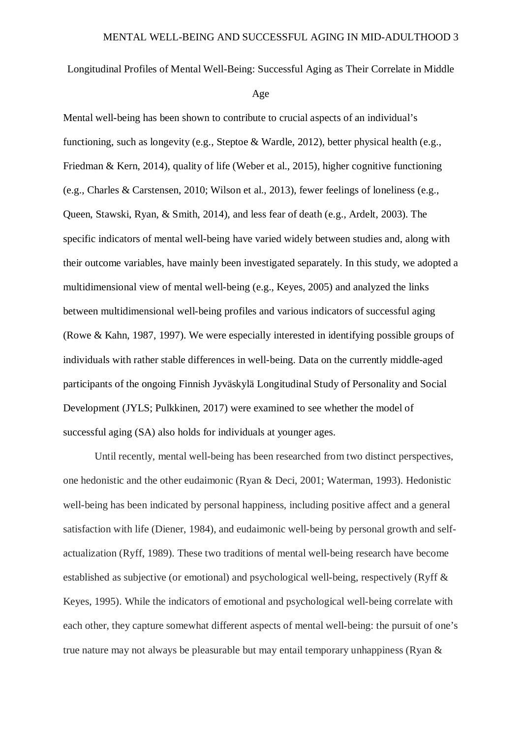# Longitudinal Profiles of Mental Well-Being: Successful Aging as Their Correlate in Middle Age

Mental well-being has been shown to contribute to crucial aspects of an individual's functioning, such as longevity (e.g., Steptoe & Wardle, 2012), better physical health (e.g., Friedman & Kern, 2014), quality of life (Weber et al., 2015), higher cognitive functioning (e.g., Charles & Carstensen, 2010; Wilson et al., 2013), fewer feelings of loneliness (e.g., Queen, Stawski, Ryan, & Smith, 2014), and less fear of death (e.g., Ardelt, 2003). The specific indicators of mental well-being have varied widely between studies and, along with their outcome variables, have mainly been investigated separately. In this study, we adopted a multidimensional view of mental well-being (e.g., Keyes, 2005) and analyzed the links between multidimensional well-being profiles and various indicators of successful aging (Rowe & Kahn, 1987, 1997). We were especially interested in identifying possible groups of individuals with rather stable differences in well-being. Data on the currently middle-aged participants of the ongoing Finnish Jyväskylä Longitudinal Study of Personality and Social Development (JYLS; Pulkkinen, 2017) were examined to see whether the model of successful aging (SA) also holds for individuals at younger ages.

Until recently, mental well-being has been researched from two distinct perspectives, one hedonistic and the other eudaimonic (Ryan & Deci, 2001; Waterman, 1993). Hedonistic well-being has been indicated by personal happiness, including positive affect and a general satisfaction with life (Diener, 1984), and eudaimonic well-being by personal growth and self-actualization (Ryff, 1989). These two traditions of mental well-being research have become established as subjective (or emotional) and psychological well-being, respectively (Ryff & Keyes, 1995). While the indicators of emotional and psychological well-being correlate with each other, they capture somewhat different aspects of mental well-being: the pursuit of one's true nature may not always be pleasurable but may entail temporary unhappiness (Ryan &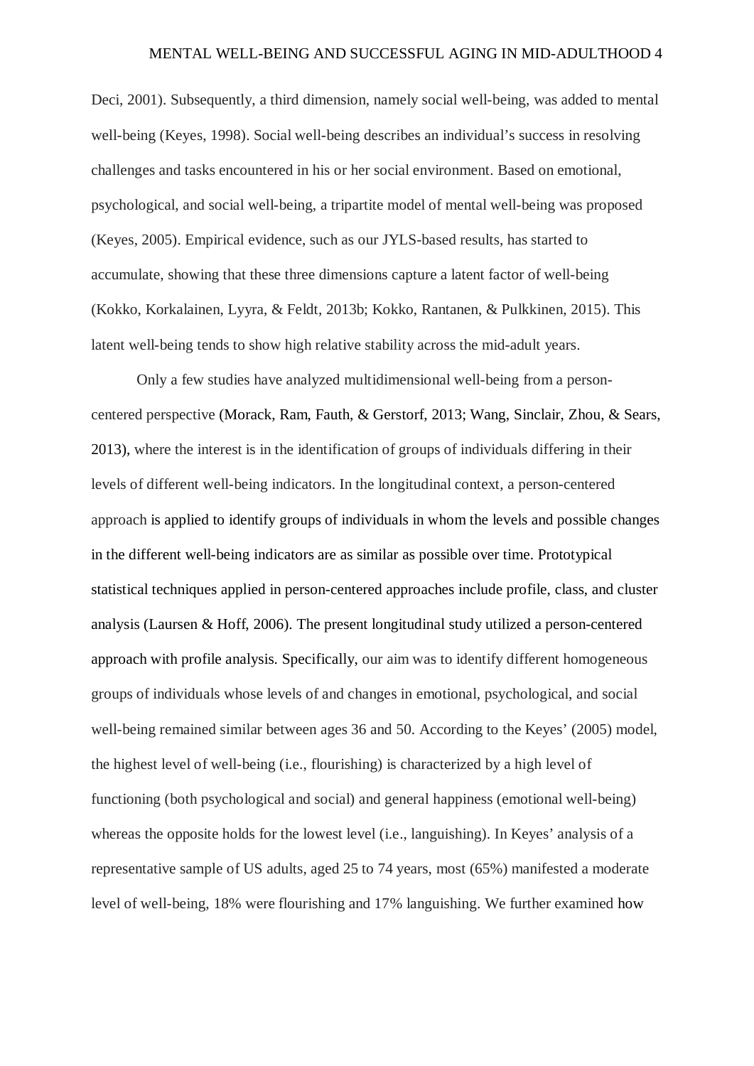Deci, 2001). Subsequently, a third dimension, namely social well-being, was added to mental well-being (Keyes, 1998). Social well-being describes an individual's success in resolving challenges and tasks encountered in his or her social environment. Based on emotional, psychological, and social well-being, a tripartite model of mental well-being was proposed (Keyes, 2005). Empirical evidence, such as our JYLS-based results, has started to accumulate, showing that these three dimensions capture a latent factor of well-being (Kokko, Korkalainen, Lyyra, & Feldt, 2013b; Kokko, Rantanen, & Pulkkinen, 2015). This latent well-being tends to show high relative stability across the mid-adult years.

Only a few studies have analyzed multidimensional well-being from a person-centered perspective (Morack, Ram, Fauth, & Gerstorf, 2013; Wang, Sinclair, Zhou, & Sears, 2013), where the interest is in the identification of groups of individuals differing in their levels of different well-being indicators. In the longitudinal context, a person-centered approach is applied to identify groups of individuals in whom the levels and possible changes in the different well-being indicators are as similar as possible over time. Prototypical statistical techniques applied in person-centered approaches include profile, class, and cluster analysis (Laursen & Hoff, 2006). The present longitudinal study utilized a person-centered approach with profile analysis. Specifically, our aim was to identify different homogeneous groups of individuals whose levels of and changes in emotional, psychological, and social well-being remained similar between ages 36 and 50. According to the Keyes' (2005) model, the highest level of well-being (i.e., flourishing) is characterized by a high level of functioning (both psychological and social) and general happiness (emotional well-being) whereas the opposite holds for the lowest level (i.e., languishing). In Keyes' analysis of a representative sample of US adults, aged 25 to 74 years, most (65%) manifested a moderate level of well-being, 18% were flourishing and 17% languishing. We further examined how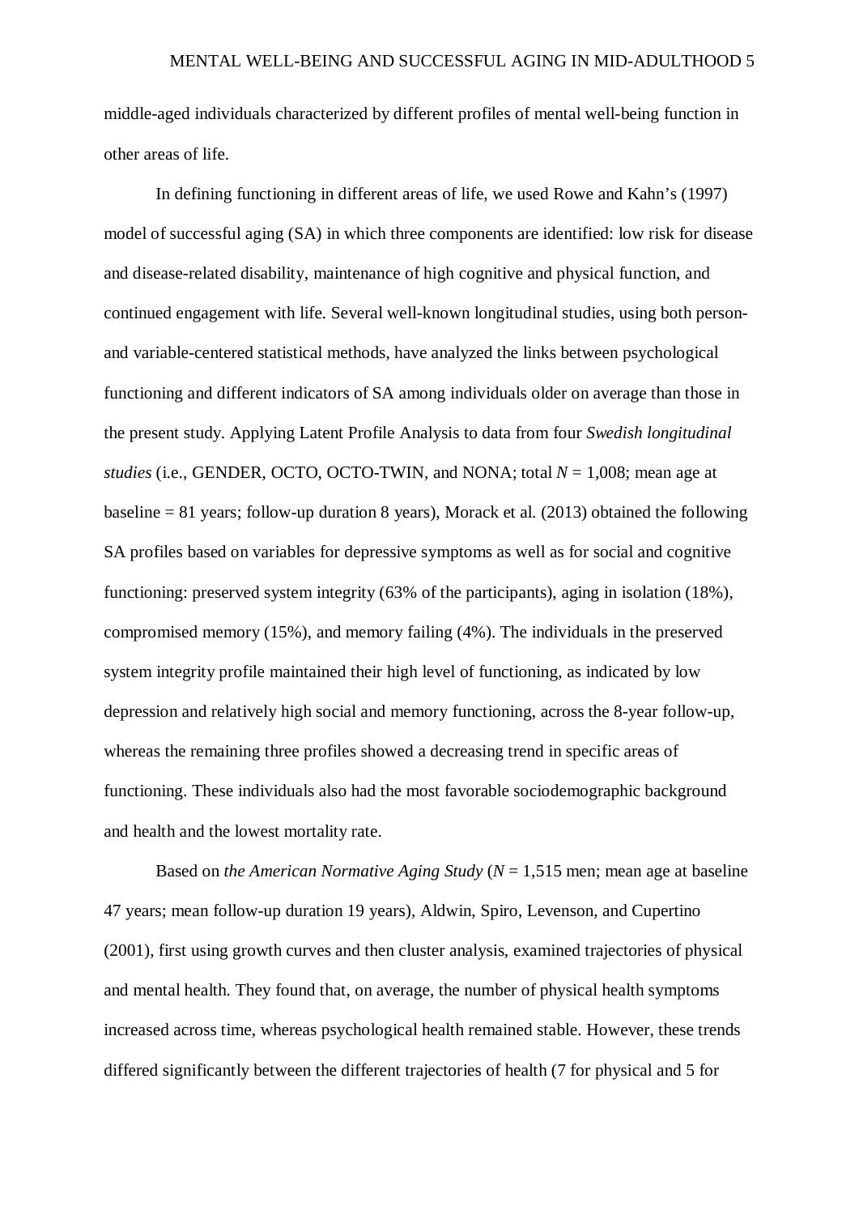middle-aged individuals characterized by different profiles of mental well-being function in other areas of life.

In defining functioning in different areas of life, we used Rowe and Kahn's (1997) model of successful aging (SA) in which three components are identified: low risk for disease and disease-related disability, maintenance of high cognitive and physical function, and continued engagement with life. Several well-known longitudinal studies, using both person- and variable-centered statistical methods, have analyzed the links between psychological functioning and different indicators of SA among individuals older on average than those in the present study. Applying Latent Profile Analysis to data from four *Swedish longitudinal studies* (i.e., GENDER, OCTO, OCTO-TWIN, and NONA; total $N$ = 1,008; mean age at baseline = 81 years; follow-up duration 8 years), Morack et al. (2013) obtained the following SA profiles based on variables for depressive symptoms as well as for social and cognitive functioning: preserved system integrity (63% of the participants), aging in isolation (18%), compromised memory (15%), and memory failing (4%). The individuals in the preserved system integrity profile maintained their high level of functioning, as indicated by low depression and relatively high social and memory functioning, across the 8-year follow-up, whereas the remaining three profiles showed a decreasing trend in specific areas of functioning. These individuals also had the most favorable sociodemographic background and health and the lowest mortality rate.

Based on *the American Normative Aging Study* ($N$ = 1,515 men; mean age at baseline 47 years; mean follow-up duration 19 years), Aldwin, Spiro, Levenson, and Cupertino (2001), first using growth curves and then cluster analysis, examined trajectories of physical and mental health. They found that, on average, the number of physical health symptoms increased across time, whereas psychological health remained stable. However, these trends differed significantly between the different trajectories of health (7 for physical and 5 for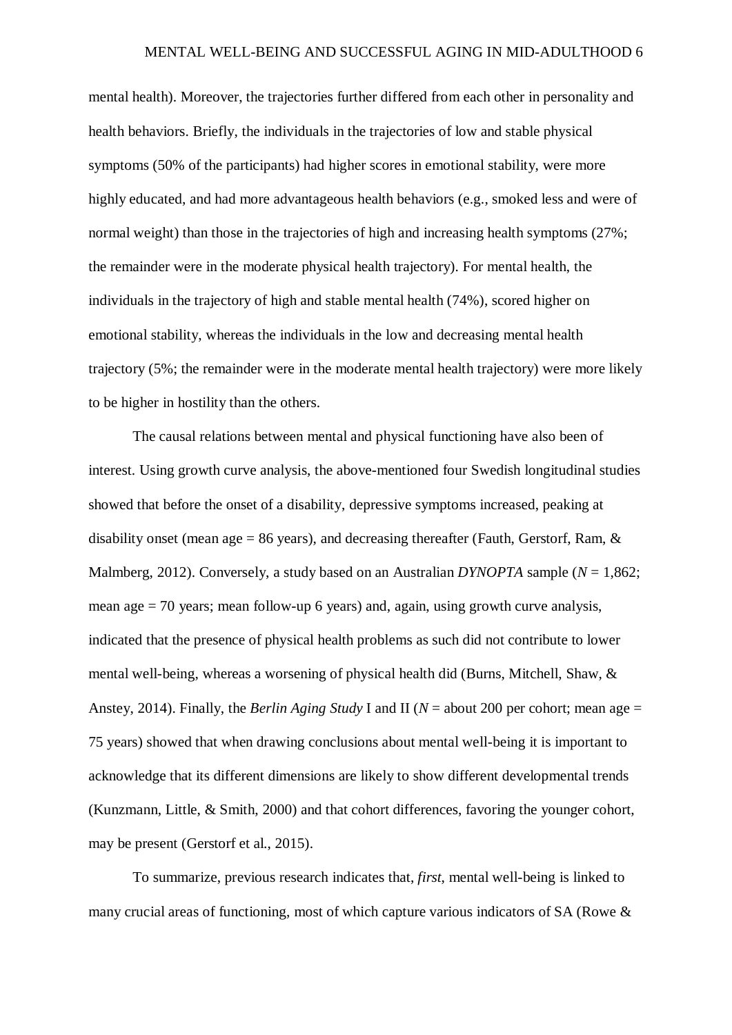mental health). Moreover, the trajectories further differed from each other in personality and health behaviors. Briefly, the individuals in the trajectories of low and stable physical symptoms (50% of the participants) had higher scores in emotional stability, were more highly educated, and had more advantageous health behaviors (e.g., smoked less and were of normal weight) than those in the trajectories of high and increasing health symptoms (27%; the remainder were in the moderate physical health trajectory). For mental health, the individuals in the trajectory of high and stable mental health (74%), scored higher on emotional stability, whereas the individuals in the low and decreasing mental health trajectory (5%; the remainder were in the moderate mental health trajectory) were more likely to be higher in hostility than the others.

The causal relations between mental and physical functioning have also been of interest. Using growth curve analysis, the above-mentioned four Swedish longitudinal studies showed that before the onset of a disability, depressive symptoms increased, peaking at disability onset (mean age = 86 years), and decreasing thereafter (Fauth, Gerstorf, Ram, & Malmberg, 2012). Conversely, a study based on an Australian *DYNOPTA* sample (*N* = 1,862; mean age = 70 years; mean follow-up 6 years) and, again, using growth curve analysis, indicated that the presence of physical health problems as such did not contribute to lower mental well-being, whereas a worsening of physical health did (Burns, Mitchell, Shaw, & Anstey, 2014). Finally, the *Berlin Aging Study* I and II (*N* = about 200 per cohort; mean age = 75 years) showed that when drawing conclusions about mental well-being it is important to acknowledge that its different dimensions are likely to show different developmental trends (Kunzmann, Little, & Smith, 2000) and that cohort differences, favoring the younger cohort, may be present (Gerstorf et al., 2015).

To summarize, previous research indicates that, *first*, mental well-being is linked to many crucial areas of functioning, most of which capture various indicators of SA (Rowe &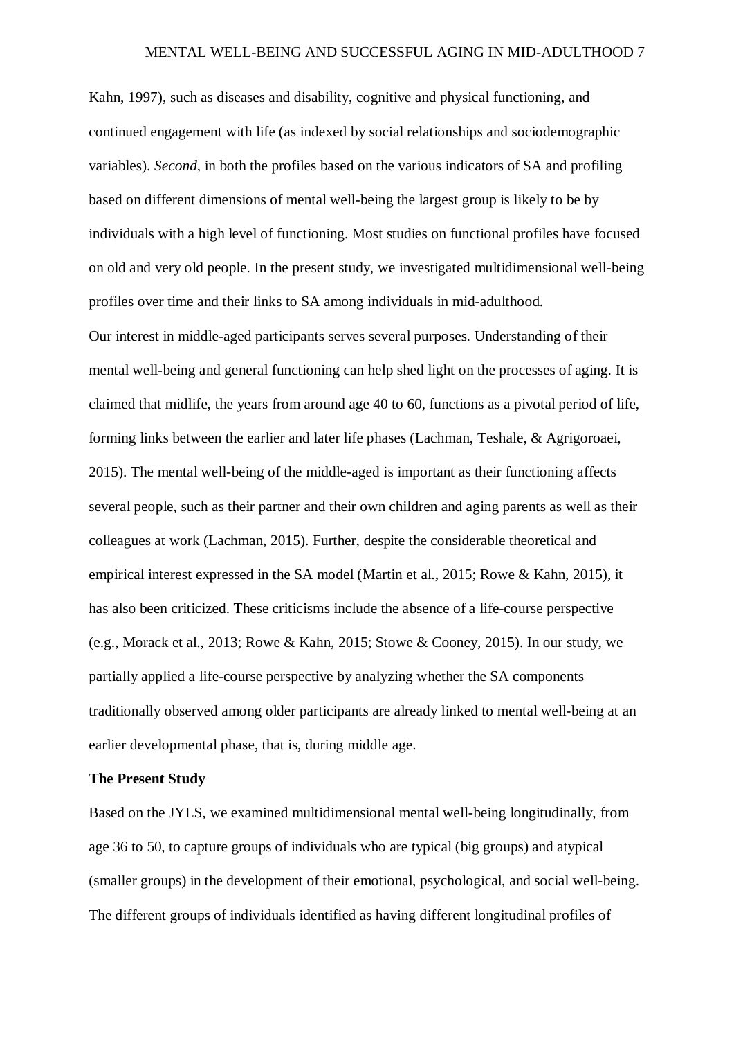Kahn, 1997), such as diseases and disability, cognitive and physical functioning, and continued engagement with life (as indexed by social relationships and sociodemographic variables). *Second*, in both the profiles based on the various indicators of SA and profiling based on different dimensions of mental well-being the largest group is likely to be by individuals with a high level of functioning. Most studies on functional profiles have focused on old and very old people. In the present study, we investigated multidimensional well-being profiles over time and their links to SA among individuals in mid-adulthood.

Our interest in middle-aged participants serves several purposes. Understanding of their mental well-being and general functioning can help shed light on the processes of aging. It is claimed that midlife, the years from around age 40 to 60, functions as a pivotal period of life, forming links between the earlier and later life phases (Lachman, Teshale, & Agrigoroaei, 2015). The mental well-being of the middle-aged is important as their functioning affects several people, such as their partner and their own children and aging parents as well as their colleagues at work (Lachman, 2015). Further, despite the considerable theoretical and empirical interest expressed in the SA model (Martin et al., 2015; Rowe & Kahn, 2015), it has also been criticized. These criticisms include the absence of a life-course perspective (e.g., Morack et al., 2013; Rowe & Kahn, 2015; Stowe & Cooney, 2015). In our study, we partially applied a life-course perspective by analyzing whether the SA components traditionally observed among older participants are already linked to mental well-being at an earlier developmental phase, that is, during middle age.

## The Present Study

Based on the JYLS, we examined multidimensional mental well-being longitudinally, from age 36 to 50, to capture groups of individuals who are typical (big groups) and atypical (smaller groups) in the development of their emotional, psychological, and social well-being. The different groups of individuals identified as having different longitudinal profiles of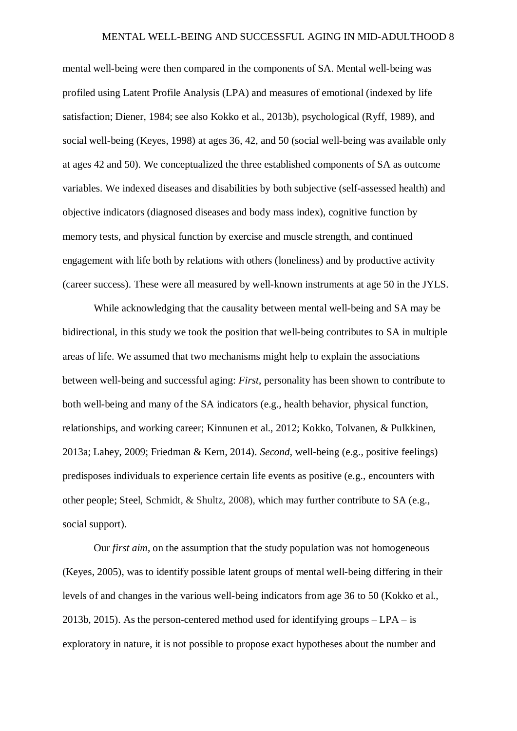mental well-being were then compared in the components of SA. Mental well-being was profiled using Latent Profile Analysis (LPA) and measures of emotional (indexed by life satisfaction; Diener, 1984; see also Kokko et al., 2013b), psychological (Ryff, 1989), and social well-being (Keyes, 1998) at ages 36, 42, and 50 (social well-being was available only at ages 42 and 50). We conceptualized the three established components of SA as outcome variables. We indexed diseases and disabilities by both subjective (self-assessed health) and objective indicators (diagnosed diseases and body mass index), cognitive function by memory tests, and physical function by exercise and muscle strength, and continued engagement with life both by relations with others (loneliness) and by productive activity (career success). These were all measured by well-known instruments at age 50 in the JYLS.

While acknowledging that the causality between mental well-being and SA may be bidirectional, in this study we took the position that well-being contributes to SA in multiple areas of life. We assumed that two mechanisms might help to explain the associations between well-being and successful aging: *First*, personality has been shown to contribute to both well-being and many of the SA indicators (e.g., health behavior, physical function, relationships, and working career; Kinnunen et al., 2012; Kokko, Tolvanen, & Pulkkinen, 2013a; Lahey, 2009; Friedman & Kern, 2014). *Second*, well-being (e.g., positive feelings) predisposes individuals to experience certain life events as positive (e.g., encounters with other people; Steel, Schmidt, & Shultz, 2008), which may further contribute to SA (e.g., social support).

Our *first aim*, on the assumption that the study population was not homogeneous (Keyes, 2005), was to identify possible latent groups of mental well-being differing in their levels of and changes in the various well-being indicators from age 36 to 50 (Kokko et al., 2013b, 2015). As the person-centered method used for identifying groups – LPA – is exploratory in nature, it is not possible to propose exact hypotheses about the number and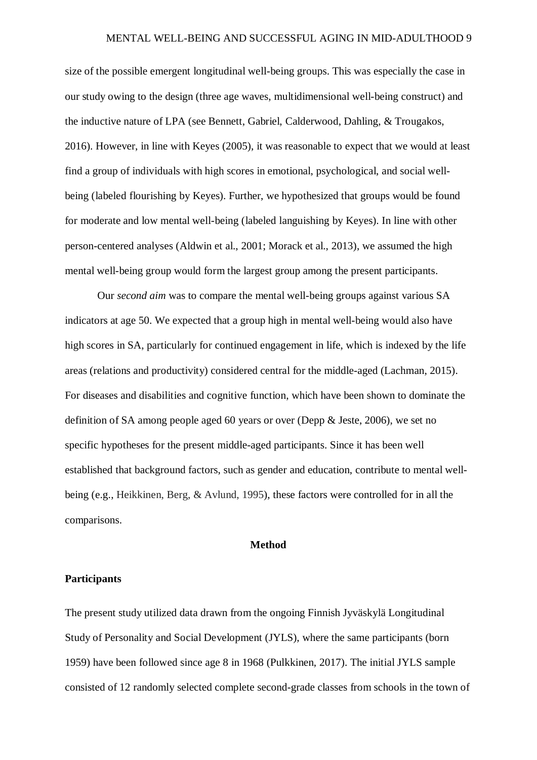size of the possible emergent longitudinal well-being groups. This was especially the case in our study owing to the design (three age waves, multidimensional well-being construct) and the inductive nature of LPA (see Bennett, Gabriel, Calderwood, Dahling, & Trougakos, 2016). However, in line with Keyes (2005), it was reasonable to expect that we would at least find a group of individuals with high scores in emotional, psychological, and social well-being (labeled flourishing by Keyes). Further, we hypothesized that groups would be found for moderate and low mental well-being (labeled languishing by Keyes). In line with other person-centered analyses (Aldwin et al., 2001; Morack et al., 2013), we assumed the high mental well-being group would form the largest group among the present participants.

Our *second aim* was to compare the mental well-being groups against various SA indicators at age 50. We expected that a group high in mental well-being would also have high scores in SA, particularly for continued engagement in life, which is indexed by the life areas (relations and productivity) considered central for the middle-aged (Lachman, 2015). For diseases and disabilities and cognitive function, which have been shown to dominate the definition of SA among people aged 60 years or over (Depp & Jeste, 2006), we set no specific hypotheses for the present middle-aged participants. Since it has been well established that background factors, such as gender and education, contribute to mental well-being (e.g., Heikkinen, Berg, & Avlund, 1995), these factors were controlled for in all the comparisons.

## Method

### Participants

The present study utilized data drawn from the ongoing Finnish Jyväskylä Longitudinal Study of Personality and Social Development (JYLS), where the same participants (born 1959) have been followed since age 8 in 1968 (Pulkkinen, 2017). The initial JYLS sample consisted of 12 randomly selected complete second-grade classes from schools in the town of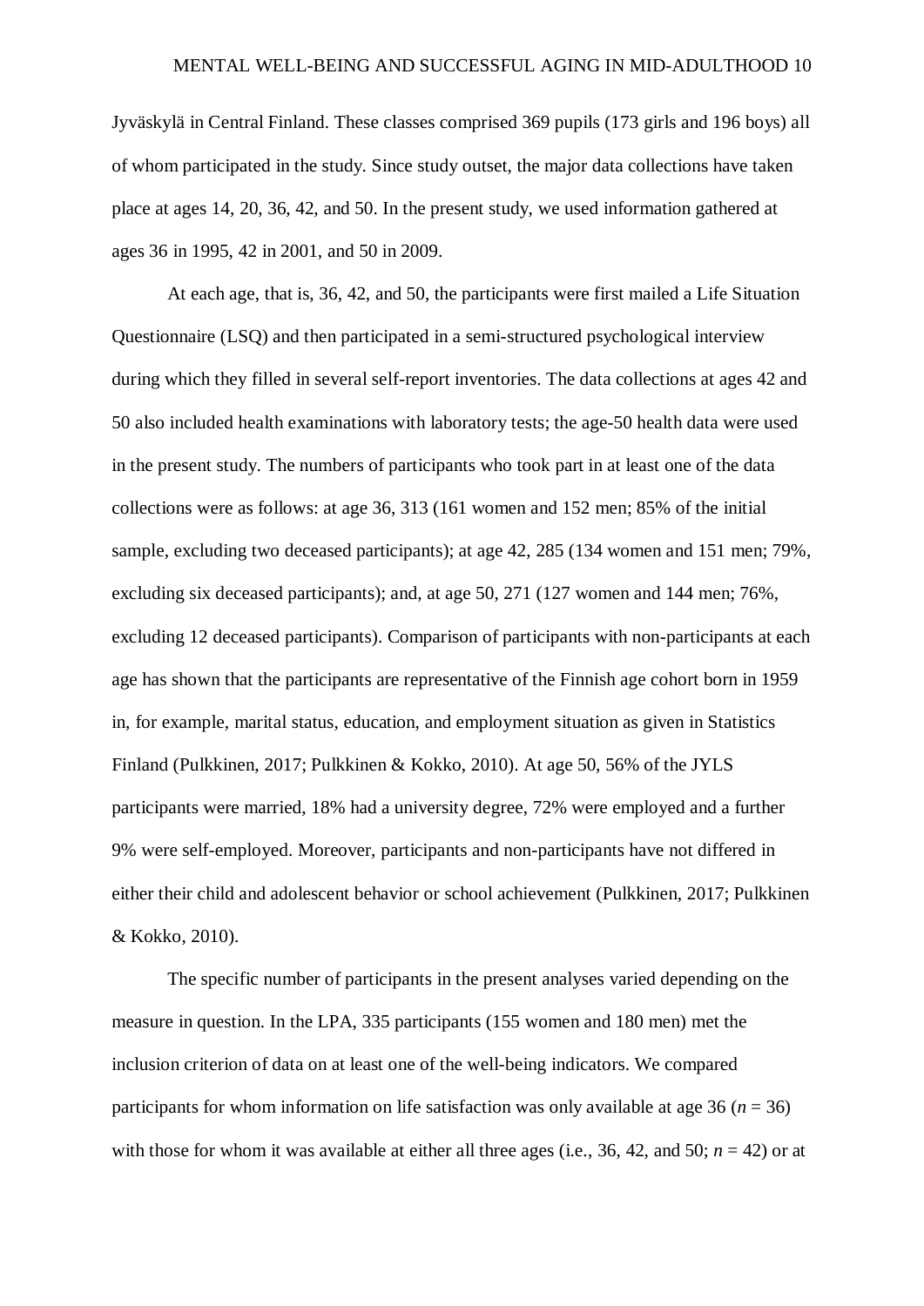Jyväskylä in Central Finland. These classes comprised 369 pupils (173 girls and 196 boys) all of whom participated in the study. Since study outset, the major data collections have taken place at ages 14, 20, 36, 42, and 50. In the present study, we used information gathered at ages 36 in 1995, 42 in 2001, and 50 in 2009.

At each age, that is, 36, 42, and 50, the participants were first mailed a Life Situation Questionnaire (LSQ) and then participated in a semi-structured psychological interview during which they filled in several self-report inventories. The data collections at ages 42 and 50 also included health examinations with laboratory tests; the age-50 health data were used in the present study. The numbers of participants who took part in at least one of the data collections were as follows: at age 36, 313 (161 women and 152 men; 85% of the initial sample, excluding two deceased participants); at age 42, 285 (134 women and 151 men; 79%, excluding six deceased participants); and, at age 50, 271 (127 women and 144 men; 76%, excluding 12 deceased participants). Comparison of participants with non-participants at each age has shown that the participants are representative of the Finnish age cohort born in 1959 in, for example, marital status, education, and employment situation as given in Statistics Finland (Pulkkinen, 2017; Pulkkinen & Kokko, 2010). At age 50, 56% of the JYLS participants were married, 18% had a university degree, 72% were employed and a further 9% were self-employed. Moreover, participants and non-participants have not differed in either their child and adolescent behavior or school achievement (Pulkkinen, 2017; Pulkkinen & Kokko, 2010).

The specific number of participants in the present analyses varied depending on the measure in question. In the LPA, 335 participants (155 women and 180 men) met the inclusion criterion of data on at least one of the well-being indicators. We compared participants for whom information on life satisfaction was only available at age 36 ($n$ = 36) with those for whom it was available at either all three ages (i.e., 36, 42, and 50; $n$ = 42) or at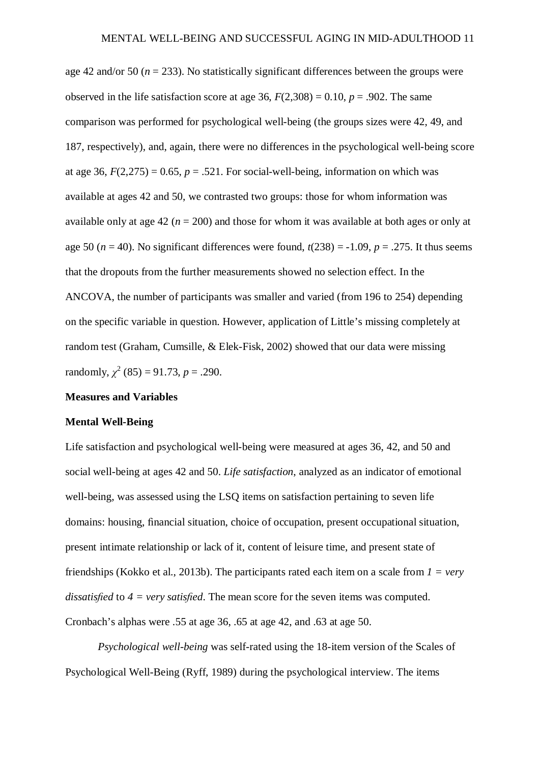age 42 and/or 50 ($n$ = 233). No statistically significant differences between the groups were observed in the life satisfaction score at age 36, $F(2,308) = 0.10$, $p = .902$. The same comparison was performed for psychological well-being (the groups sizes were 42, 49, and 187, respectively), and, again, there were no differences in the psychological well-being score at age 36, $F(2,275) = 0.65$, $p = .521$. For social-well-being, information on which was available at ages 42 and 50, we contrasted two groups: those for whom information was available only at age 42 ($n$ = 200) and those for whom it was available at both ages or only at age 50 ($n$ = 40). No significant differences were found, $t(238) = -1.09$, $p = .275$. It thus seems that the dropouts from the further measurements showed no selection effect. In the ANCOVA, the number of participants was smaller and varied (from 196 to 254) depending on the specific variable in question. However, application of Little's missing completely at random test (Graham, Cumsille, & Elek-Fisk, 2002) showed that our data were missing randomly, $\chi^2$ (85) = 91.73, $p = .290$.

## Measures and Variables

### Mental Well-Being

Life satisfaction and psychological well-being were measured at ages 36, 42, and 50 and social well-being at ages 42 and 50. *Life satisfaction*, analyzed as an indicator of emotional well-being, was assessed using the LSQ items on satisfaction pertaining to seven life domains: housing, financial situation, choice of occupation, present occupational situation, present intimate relationship or lack of it, content of leisure time, and present state of friendships (Kokko et al., 2013b). The participants rated each item on a scale from *1 = very dissatisfied* to *4 = very satisfied*. The mean score for the seven items was computed. Cronbach's alphas were .55 at age 36, .65 at age 42, and .63 at age 50.

*Psychological well-being* was self-rated using the 18-item version of the Scales of Psychological Well-Being (Ryff, 1989) during the psychological interview. The items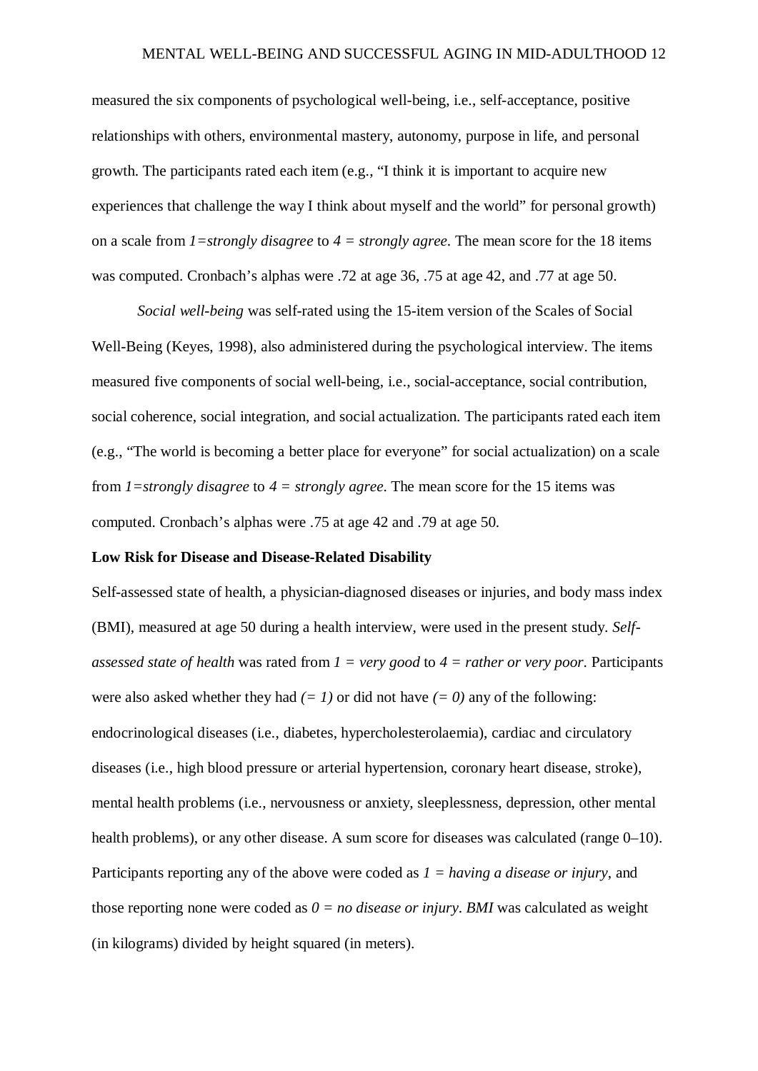measured the six components of psychological well-being, i.e., self-acceptance, positive relationships with others, environmental mastery, autonomy, purpose in life, and personal growth. The participants rated each item (e.g., "I think it is important to acquire new experiences that challenge the way I think about myself and the world" for personal growth) on a scale from *1=strongly disagree* to *4 = strongly agree*. The mean score for the 18 items was computed. Cronbach's alphas were .72 at age 36, .75 at age 42, and .77 at age 50.

*Social well-being* was self-rated using the 15-item version of the Scales of Social Well-Being (Keyes, 1998), also administered during the psychological interview. The items measured five components of social well-being, i.e., social-acceptance, social contribution, social coherence, social integration, and social actualization. The participants rated each item (e.g., "The world is becoming a better place for everyone" for social actualization) on a scale from *1=strongly disagree* to *4 = strongly agree*. The mean score for the 15 items was computed. Cronbach's alphas were .75 at age 42 and .79 at age 50.

**Low Risk for Disease and Disease-Related Disability**

Self-assessed state of health, a physician-diagnosed diseases or injuries, and body mass index (BMI), measured at age 50 during a health interview, were used in the present study. *Self-assessed state of health* was rated from *1 = very good* to *4 = rather or very poor*. Participants were also asked whether they had *(= 1)* or did not have *(= 0)* any of the following: endocrinological diseases (i.e., diabetes, hypercholesterolaemia), cardiac and circulatory diseases (i.e., high blood pressure or arterial hypertension, coronary heart disease, stroke), mental health problems (i.e., nervousness or anxiety, sleeplessness, depression, other mental health problems), or any other disease. A sum score for diseases was calculated (range 0–10). Participants reporting any of the above were coded as *1 = having a disease or injury*, and those reporting none were coded as *0 = no disease or injury*. *BMI* was calculated as weight (in kilograms) divided by height squared (in meters).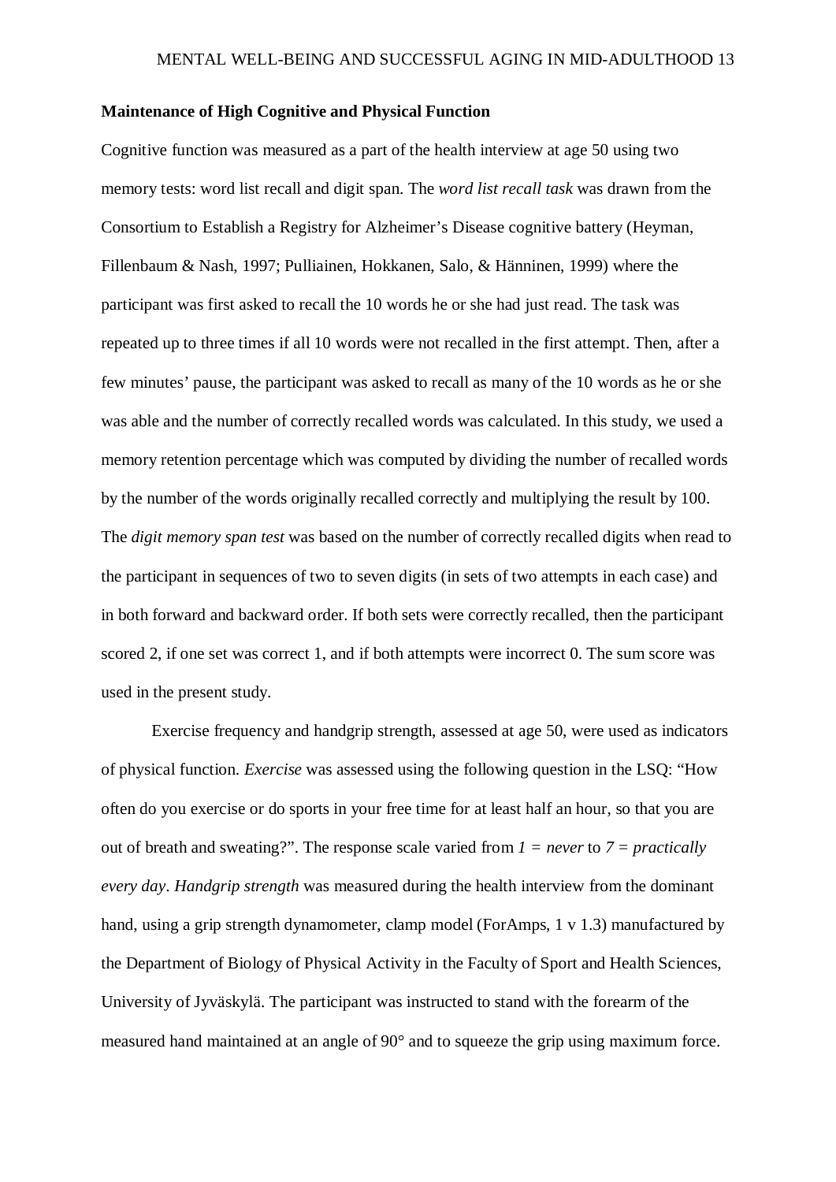**Maintenance of High Cognitive and Physical Function**

Cognitive function was measured as a part of the health interview at age 50 using two memory tests: word list recall and digit span. The *word list recall task* was drawn from the Consortium to Establish a Registry for Alzheimer's Disease cognitive battery (Heyman, Fillenbaum & Nash, 1997; Pulliainen, Hokkanen, Salo, & Hänninen, 1999) where the participant was first asked to recall the 10 words he or she had just read. The task was repeated up to three times if all 10 words were not recalled in the first attempt. Then, after a few minutes' pause, the participant was asked to recall as many of the 10 words as he or she was able and the number of correctly recalled words was calculated. In this study, we used a memory retention percentage which was computed by dividing the number of recalled words by the number of the words originally recalled correctly and multiplying the result by 100. The *digit memory span test* was based on the number of correctly recalled digits when read to the participant in sequences of two to seven digits (in sets of two attempts in each case) and in both forward and backward order. If both sets were correctly recalled, then the participant scored 2, if one set was correct 1, and if both attempts were incorrect 0. The sum score was used in the present study.

Exercise frequency and handgrip strength, assessed at age 50, were used as indicators of physical function. *Exercise* was assessed using the following question in the LSQ: "How often do you exercise or do sports in your free time for at least half an hour, so that you are out of breath and sweating?". The response scale varied from *1 = never* to *7 = practically every day*. *Handgrip strength* was measured during the health interview from the dominant hand, using a grip strength dynamometer, clamp model (ForAmps, 1 v 1.3) manufactured by the Department of Biology of Physical Activity in the Faculty of Sport and Health Sciences, University of Jyväskylä. The participant was instructed to stand with the forearm of the measured hand maintained at an angle of 90° and to squeeze the grip using maximum force.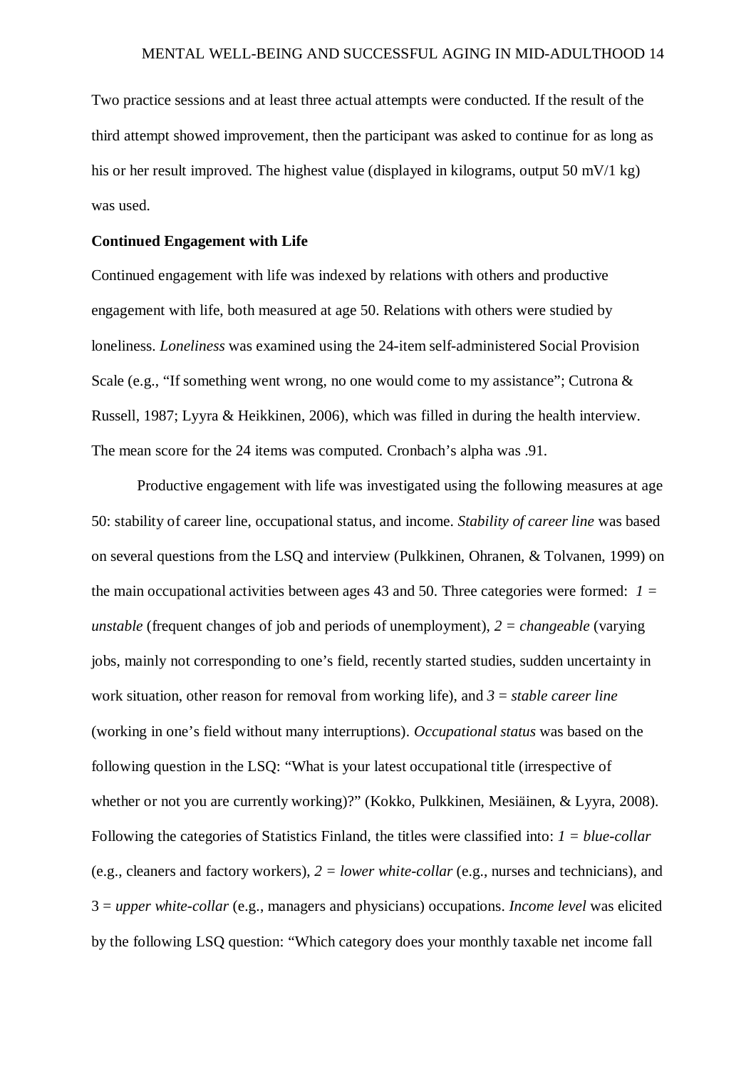Two practice sessions and at least three actual attempts were conducted. If the result of the third attempt showed improvement, then the participant was asked to continue for as long as his or her result improved. The highest value (displayed in kilograms, output 50 mV/1 kg) was used.

**Continued Engagement with Life**

Continued engagement with life was indexed by relations with others and productive engagement with life, both measured at age 50. Relations with others were studied by loneliness. *Loneliness* was examined using the 24-item self-administered Social Provision Scale (e.g., "If something went wrong, no one would come to my assistance"; Cutrona & Russell, 1987; Lyyra & Heikkinen, 2006), which was filled in during the health interview. The mean score for the 24 items was computed. Cronbach's alpha was .91.

Productive engagement with life was investigated using the following measures at age 50: stability of career line, occupational status, and income. *Stability of career line* was based on several questions from the LSQ and interview (Pulkkinen, Ohranen, & Tolvanen, 1999) on the main occupational activities between ages 43 and 50. Three categories were formed: *1 = unstable* (frequent changes of job and periods of unemployment), *2 = changeable* (varying jobs, mainly not corresponding to one's field, recently started studies, sudden uncertainty in work situation, other reason for removal from working life), and *3 = stable career line* (working in one's field without many interruptions). *Occupational status* was based on the following question in the LSQ: "What is your latest occupational title (irrespective of whether or not you are currently working)?" (Kokko, Pulkkinen, Mesiäinen, & Lyyra, 2008). Following the categories of Statistics Finland, the titles were classified into: *1 = blue-collar* (e.g., cleaners and factory workers), *2 = lower white-collar* (e.g., nurses and technicians), and 3 = *upper white-collar* (e.g., managers and physicians) occupations. *Income level* was elicited by the following LSQ question: "Which category does your monthly taxable net income fall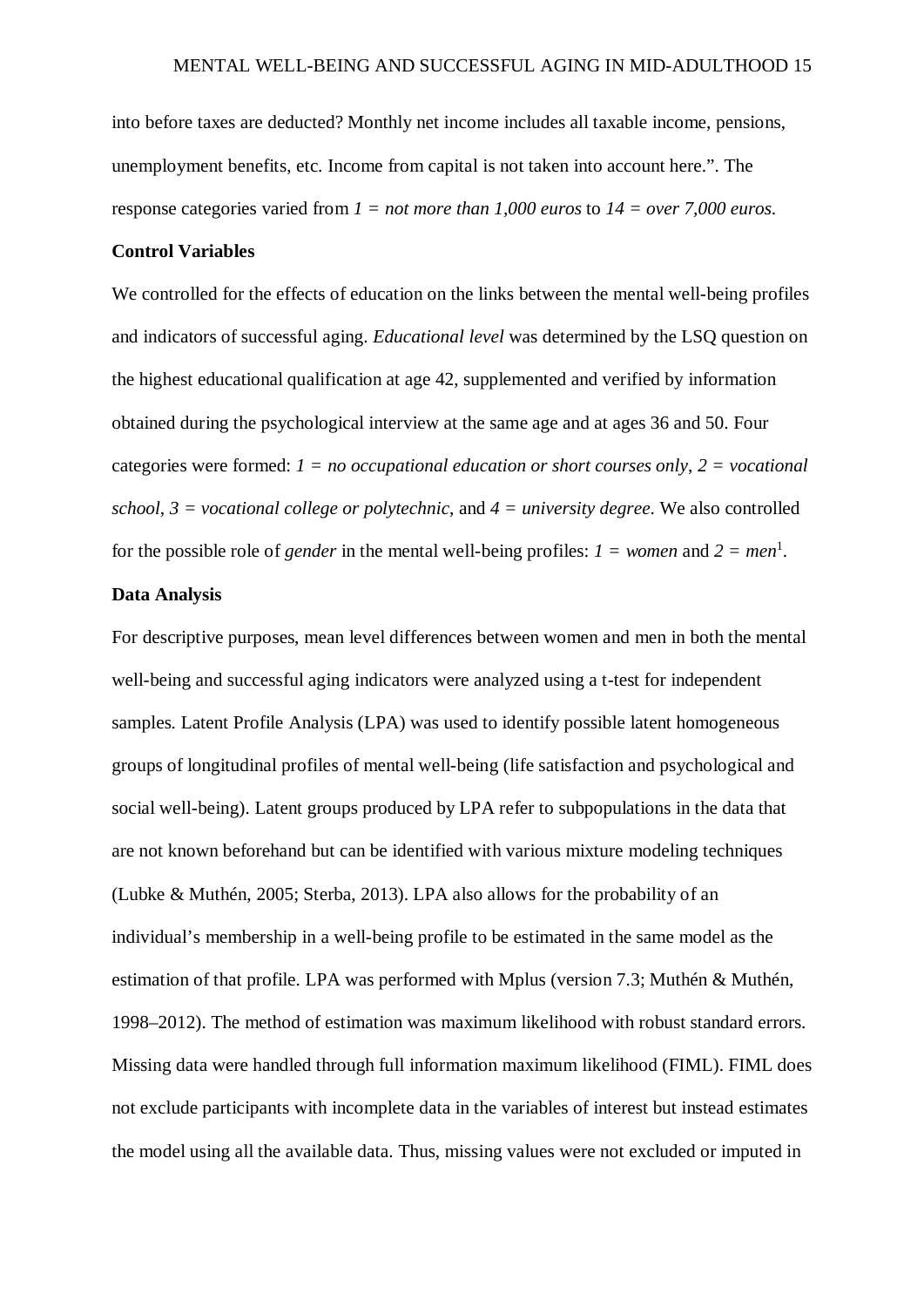into before taxes are deducted? Monthly net income includes all taxable income, pensions, unemployment benefits, etc. Income from capital is not taken into account here.". The response categories varied from *1 = not more than 1,000 euros* to *14 = over 7,000 euros*.

**Control Variables**

We controlled for the effects of education on the links between the mental well-being profiles and indicators of successful aging. *Educational level* was determined by the LSQ question on the highest educational qualification at age 42, supplemented and verified by information obtained during the psychological interview at the same age and at ages 36 and 50. Four categories were formed: *1 = no occupational education or short courses only*, *2 = vocational school*, *3 = vocational college or polytechnic*, and *4 = university degree*. We also controlled for the possible role of *gender* in the mental well-being profiles: *1 = women* and *2 = men*[1].

**Data Analysis**

For descriptive purposes, mean level differences between women and men in both the mental well-being and successful aging indicators were analyzed using a t-test for independent samples. Latent Profile Analysis (LPA) was used to identify possible latent homogeneous groups of longitudinal profiles of mental well-being (life satisfaction and psychological and social well-being). Latent groups produced by LPA refer to subpopulations in the data that are not known beforehand but can be identified with various mixture modeling techniques (Lubke & Muthén, 2005; Sterba, 2013). LPA also allows for the probability of an individual's membership in a well-being profile to be estimated in the same model as the estimation of that profile. LPA was performed with Mplus (version 7.3; Muthén & Muthén, 1998–2012). The method of estimation was maximum likelihood with robust standard errors. Missing data were handled through full information maximum likelihood (FIML). FIML does not exclude participants with incomplete data in the variables of interest but instead estimates the model using all the available data. Thus, missing values were not excluded or imputed in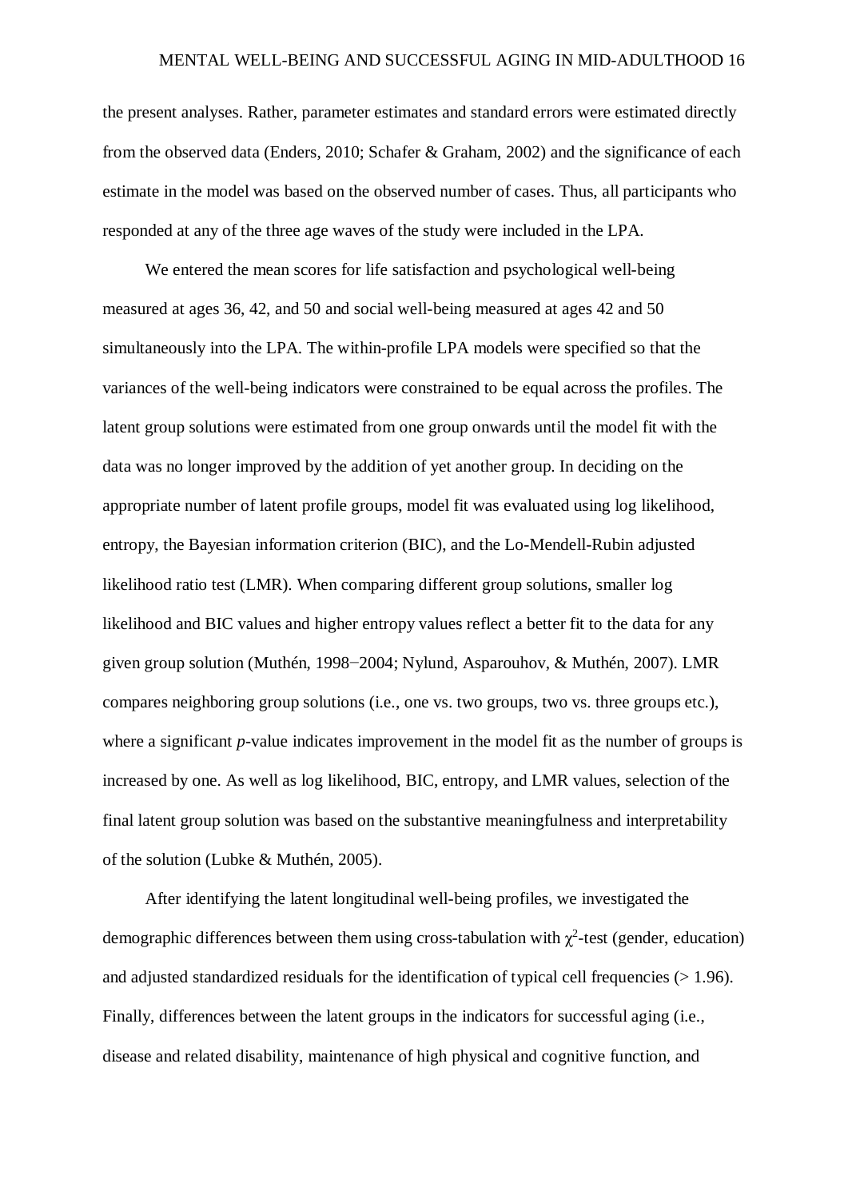the present analyses. Rather, parameter estimates and standard errors were estimated directly from the observed data (Enders, 2010; Schafer & Graham, 2002) and the significance of each estimate in the model was based on the observed number of cases. Thus, all participants who responded at any of the three age waves of the study were included in the LPA.

We entered the mean scores for life satisfaction and psychological well-being measured at ages 36, 42, and 50 and social well-being measured at ages 42 and 50 simultaneously into the LPA. The within-profile LPA models were specified so that the variances of the well-being indicators were constrained to be equal across the profiles. The latent group solutions were estimated from one group onwards until the model fit with the data was no longer improved by the addition of yet another group. In deciding on the appropriate number of latent profile groups, model fit was evaluated using log likelihood, entropy, the Bayesian information criterion (BIC), and the Lo-Mendell-Rubin adjusted likelihood ratio test (LMR). When comparing different group solutions, smaller log likelihood and BIC values and higher entropy values reflect a better fit to the data for any given group solution (Muthén, 1998−2004; Nylund, Asparouhov, & Muthén, 2007). LMR compares neighboring group solutions (i.e., one vs. two groups, two vs. three groups etc.), where a significant *p*-value indicates improvement in the model fit as the number of groups is increased by one. As well as log likelihood, BIC, entropy, and LMR values, selection of the final latent group solution was based on the substantive meaningfulness and interpretability of the solution (Lubke & Muthén, 2005).

After identifying the latent longitudinal well-being profiles, we investigated the demographic differences between them using cross-tabulation with $\chi^2$-test (gender, education) and adjusted standardized residuals for the identification of typical cell frequencies (> 1.96). Finally, differences between the latent groups in the indicators for successful aging (i.e., disease and related disability, maintenance of high physical and cognitive function, and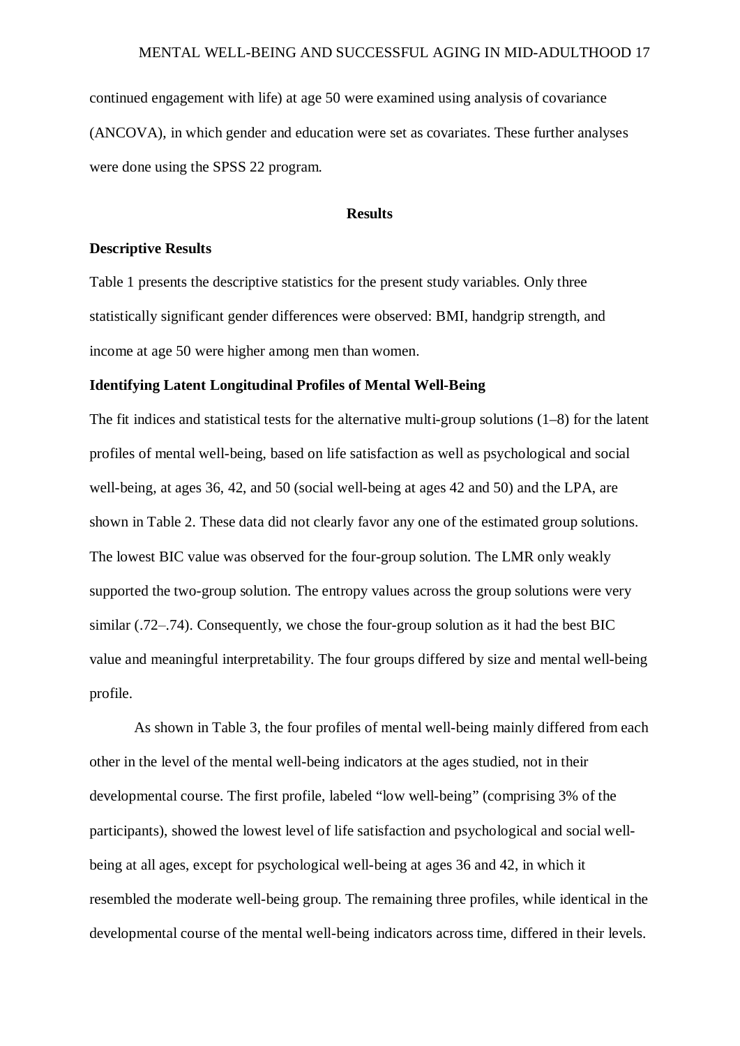continued engagement with life) at age 50 were examined using analysis of covariance (ANCOVA), in which gender and education were set as covariates. These further analyses were done using the SPSS 22 program.

## Results

### Descriptive Results

Table 1 presents the descriptive statistics for the present study variables. Only three statistically significant gender differences were observed: BMI, handgrip strength, and income at age 50 were higher among men than women.

### Identifying Latent Longitudinal Profiles of Mental Well-Being

The fit indices and statistical tests for the alternative multi-group solutions (1–8) for the latent profiles of mental well-being, based on life satisfaction as well as psychological and social well-being, at ages 36, 42, and 50 (social well-being at ages 42 and 50) and the LPA, are shown in Table 2. These data did not clearly favor any one of the estimated group solutions. The lowest BIC value was observed for the four-group solution. The LMR only weakly supported the two-group solution. The entropy values across the group solutions were very similar (.72–.74). Consequently, we chose the four-group solution as it had the best BIC value and meaningful interpretability. The four groups differed by size and mental well-being profile.

As shown in Table 3, the four profiles of mental well-being mainly differed from each other in the level of the mental well-being indicators at the ages studied, not in their developmental course. The first profile, labeled "low well-being" (comprising 3% of the participants), showed the lowest level of life satisfaction and psychological and social well-being at all ages, except for psychological well-being at ages 36 and 42, in which it resembled the moderate well-being group. The remaining three profiles, while identical in the developmental course of the mental well-being indicators across time, differed in their levels.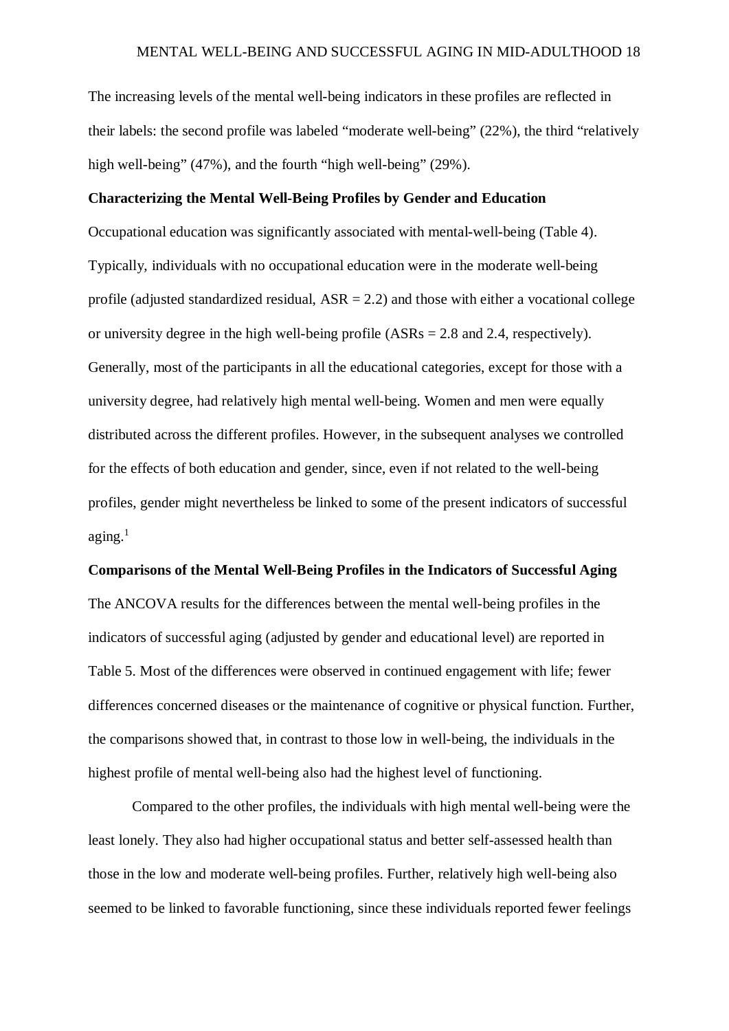The increasing levels of the mental well-being indicators in these profiles are reflected in their labels: the second profile was labeled "moderate well-being" (22%), the third "relatively high well-being" (47%), and the fourth "high well-being" (29%).

**Characterizing the Mental Well-Being Profiles by Gender and Education**

Occupational education was significantly associated with mental-well-being (Table 4). Typically, individuals with no occupational education were in the moderate well-being profile (adjusted standardized residual, ASR = 2.2) and those with either a vocational college or university degree in the high well-being profile (ASRs = 2.8 and 2.4, respectively). Generally, most of the participants in all the educational categories, except for those with a university degree, had relatively high mental well-being. Women and men were equally distributed across the different profiles. However, in the subsequent analyses we controlled for the effects of both education and gender, since, even if not related to the well-being profiles, gender might nevertheless be linked to some of the present indicators of successful aging.[1]

**Comparisons of the Mental Well-Being Profiles in the Indicators of Successful Aging**

The ANCOVA results for the differences between the mental well-being profiles in the indicators of successful aging (adjusted by gender and educational level) are reported in Table 5. Most of the differences were observed in continued engagement with life; fewer differences concerned diseases or the maintenance of cognitive or physical function. Further, the comparisons showed that, in contrast to those low in well-being, the individuals in the highest profile of mental well-being also had the highest level of functioning.

Compared to the other profiles, the individuals with high mental well-being were the least lonely. They also had higher occupational status and better self-assessed health than those in the low and moderate well-being profiles. Further, relatively high well-being also seemed to be linked to favorable functioning, since these individuals reported fewer feelings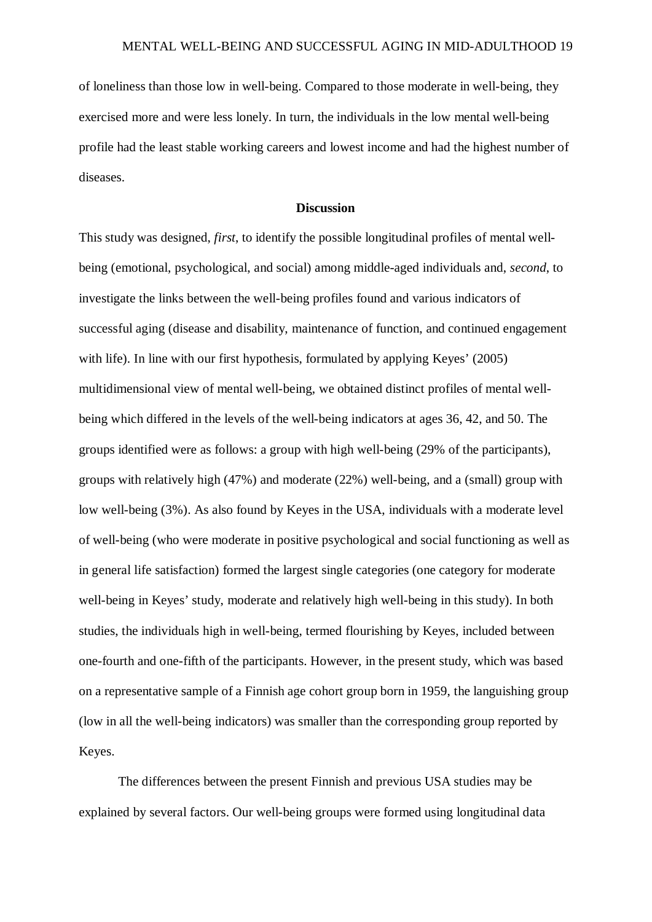of loneliness than those low in well-being. Compared to those moderate in well-being, they exercised more and were less lonely. In turn, the individuals in the low mental well-being profile had the least stable working careers and lowest income and had the highest number of diseases.

## Discussion

This study was designed, *first*, to identify the possible longitudinal profiles of mental well-being (emotional, psychological, and social) among middle-aged individuals and, *second*, to investigate the links between the well-being profiles found and various indicators of successful aging (disease and disability, maintenance of function, and continued engagement with life). In line with our first hypothesis, formulated by applying Keyes' (2005) multidimensional view of mental well-being, we obtained distinct profiles of mental well-being which differed in the levels of the well-being indicators at ages 36, 42, and 50. The groups identified were as follows: a group with high well-being (29% of the participants), groups with relatively high (47%) and moderate (22%) well-being, and a (small) group with low well-being (3%). As also found by Keyes in the USA, individuals with a moderate level of well-being (who were moderate in positive psychological and social functioning as well as in general life satisfaction) formed the largest single categories (one category for moderate well-being in Keyes' study, moderate and relatively high well-being in this study). In both studies, the individuals high in well-being, termed flourishing by Keyes, included between one-fourth and one-fifth of the participants. However, in the present study, which was based on a representative sample of a Finnish age cohort group born in 1959, the languishing group (low in all the well-being indicators) was smaller than the corresponding group reported by Keyes.

The differences between the present Finnish and previous USA studies may be explained by several factors. Our well-being groups were formed using longitudinal data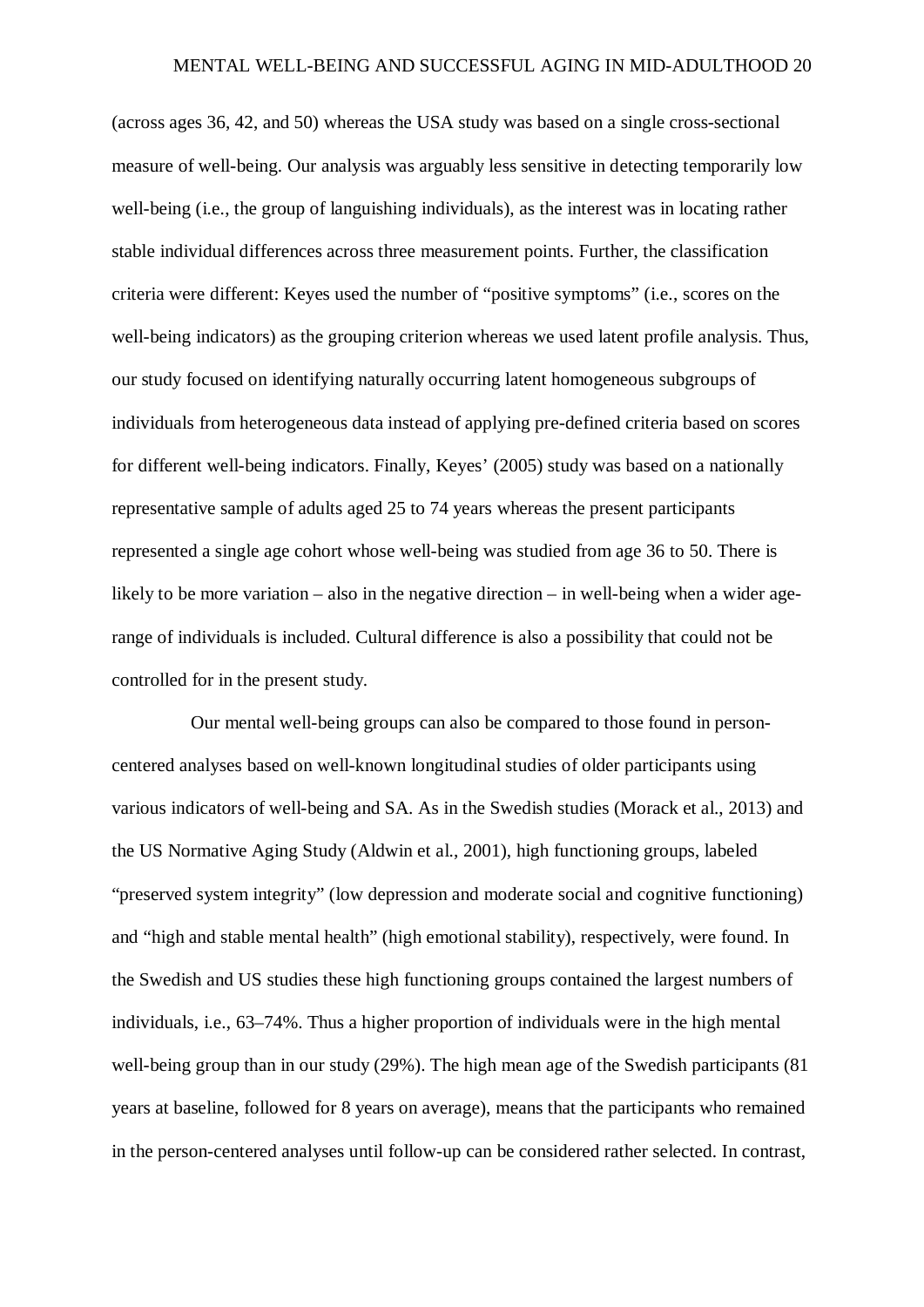(across ages 36, 42, and 50) whereas the USA study was based on a single cross-sectional measure of well-being. Our analysis was arguably less sensitive in detecting temporarily low well-being (i.e., the group of languishing individuals), as the interest was in locating rather stable individual differences across three measurement points. Further, the classification criteria were different: Keyes used the number of “positive symptoms” (i.e., scores on the well-being indicators) as the grouping criterion whereas we used latent profile analysis. Thus, our study focused on identifying naturally occurring latent homogeneous subgroups of individuals from heterogeneous data instead of applying pre-defined criteria based on scores for different well-being indicators. Finally, Keyes’ (2005) study was based on a nationally representative sample of adults aged 25 to 74 years whereas the present participants represented a single age cohort whose well-being was studied from age 36 to 50. There is likely to be more variation – also in the negative direction – in well-being when a wider age-range of individuals is included. Cultural difference is also a possibility that could not be controlled for in the present study.

Our mental well-being groups can also be compared to those found in person-centered analyses based on well-known longitudinal studies of older participants using various indicators of well-being and SA. As in the Swedish studies (Morack et al., 2013) and the US Normative Aging Study (Aldwin et al., 2001), high functioning groups, labeled “preserved system integrity” (low depression and moderate social and cognitive functioning) and “high and stable mental health” (high emotional stability), respectively, were found. In the Swedish and US studies these high functioning groups contained the largest numbers of individuals, i.e., 63–74%. Thus a higher proportion of individuals were in the high mental well-being group than in our study (29%). The high mean age of the Swedish participants (81 years at baseline, followed for 8 years on average), means that the participants who remained in the person-centered analyses until follow-up can be considered rather selected. In contrast,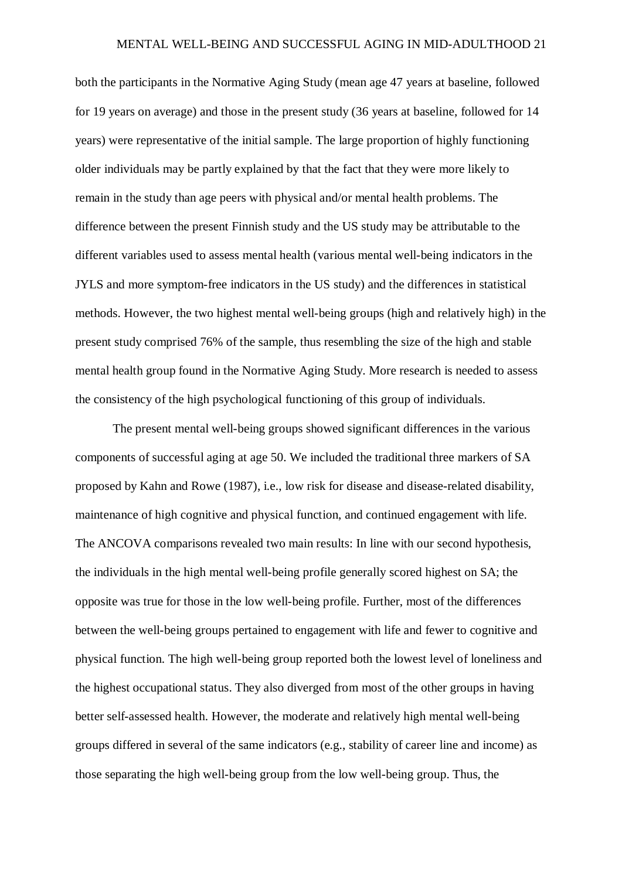both the participants in the Normative Aging Study (mean age 47 years at baseline, followed for 19 years on average) and those in the present study (36 years at baseline, followed for 14 years) were representative of the initial sample. The large proportion of highly functioning older individuals may be partly explained by that the fact that they were more likely to remain in the study than age peers with physical and/or mental health problems. The difference between the present Finnish study and the US study may be attributable to the different variables used to assess mental health (various mental well-being indicators in the JYLS and more symptom-free indicators in the US study) and the differences in statistical methods. However, the two highest mental well-being groups (high and relatively high) in the present study comprised 76% of the sample, thus resembling the size of the high and stable mental health group found in the Normative Aging Study. More research is needed to assess the consistency of the high psychological functioning of this group of individuals.

The present mental well-being groups showed significant differences in the various components of successful aging at age 50. We included the traditional three markers of SA proposed by Kahn and Rowe (1987), i.e., low risk for disease and disease-related disability, maintenance of high cognitive and physical function, and continued engagement with life. The ANCOVA comparisons revealed two main results: In line with our second hypothesis, the individuals in the high mental well-being profile generally scored highest on SA; the opposite was true for those in the low well-being profile. Further, most of the differences between the well-being groups pertained to engagement with life and fewer to cognitive and physical function. The high well-being group reported both the lowest level of loneliness and the highest occupational status. They also diverged from most of the other groups in having better self-assessed health. However, the moderate and relatively high mental well-being groups differed in several of the same indicators (e.g., stability of career line and income) as those separating the high well-being group from the low well-being group. Thus, the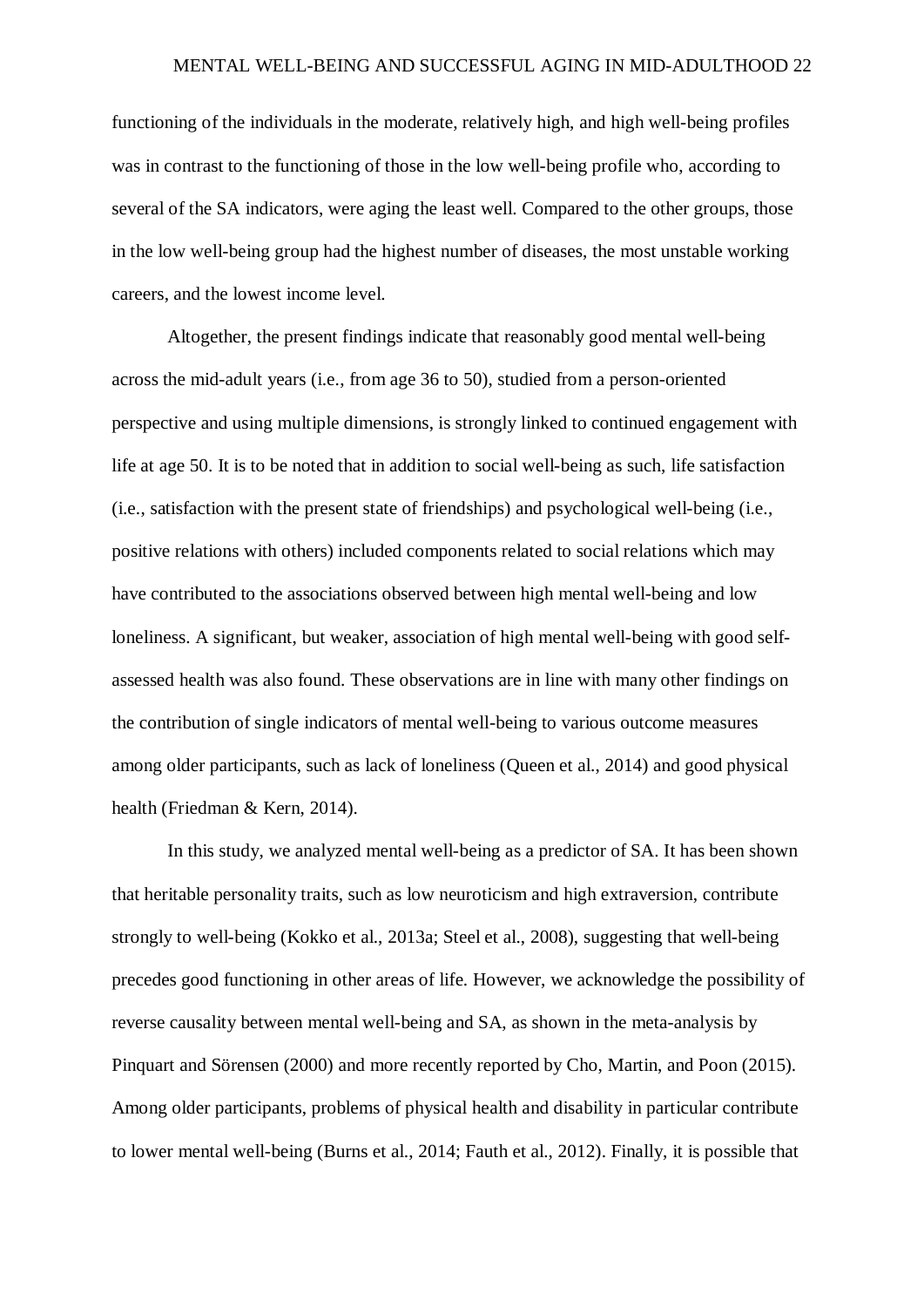functioning of the individuals in the moderate, relatively high, and high well-being profiles was in contrast to the functioning of those in the low well-being profile who, according to several of the SA indicators, were aging the least well. Compared to the other groups, those in the low well-being group had the highest number of diseases, the most unstable working careers, and the lowest income level.

Altogether, the present findings indicate that reasonably good mental well-being across the mid-adult years (i.e., from age 36 to 50), studied from a person-oriented perspective and using multiple dimensions, is strongly linked to continued engagement with life at age 50. It is to be noted that in addition to social well-being as such, life satisfaction (i.e., satisfaction with the present state of friendships) and psychological well-being (i.e., positive relations with others) included components related to social relations which may have contributed to the associations observed between high mental well-being and low loneliness. A significant, but weaker, association of high mental well-being with good self-assessed health was also found. These observations are in line with many other findings on the contribution of single indicators of mental well-being to various outcome measures among older participants, such as lack of loneliness (Queen et al., 2014) and good physical health (Friedman & Kern, 2014).

In this study, we analyzed mental well-being as a predictor of SA. It has been shown that heritable personality traits, such as low neuroticism and high extraversion, contribute strongly to well-being (Kokko et al., 2013a; Steel et al., 2008), suggesting that well-being precedes good functioning in other areas of life. However, we acknowledge the possibility of reverse causality between mental well-being and SA, as shown in the meta-analysis by Pinquart and Sörensen (2000) and more recently reported by Cho, Martin, and Poon (2015). Among older participants, problems of physical health and disability in particular contribute to lower mental well-being (Burns et al., 2014; Fauth et al., 2012). Finally, it is possible that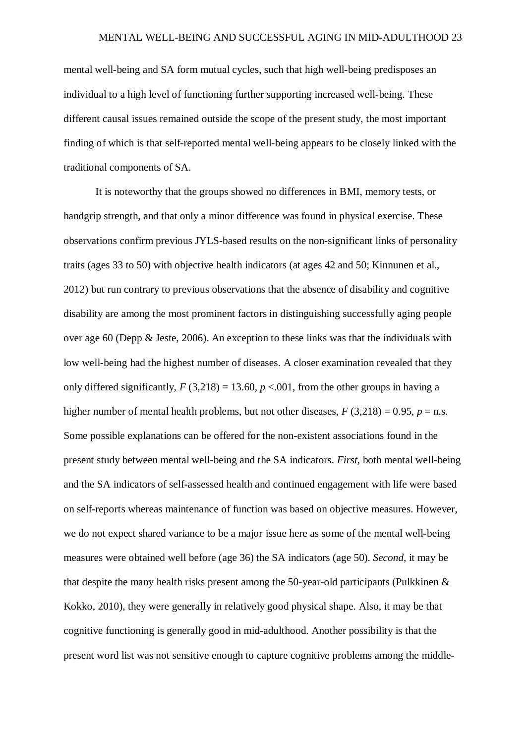mental well-being and SA form mutual cycles, such that high well-being predisposes an individual to a high level of functioning further supporting increased well-being. These different causal issues remained outside the scope of the present study, the most important finding of which is that self-reported mental well-being appears to be closely linked with the traditional components of SA.

It is noteworthy that the groups showed no differences in BMI, memory tests, or handgrip strength, and that only a minor difference was found in physical exercise. These observations confirm previous JYLS-based results on the non-significant links of personality traits (ages 33 to 50) with objective health indicators (at ages 42 and 50; Kinnunen et al., 2012) but run contrary to previous observations that the absence of disability and cognitive disability are among the most prominent factors in distinguishing successfully aging people over age 60 (Depp & Jeste, 2006). An exception to these links was that the individuals with low well-being had the highest number of diseases. A closer examination revealed that they only differed significantly, $F$ (3,218) = 13.60, $p$ <.001, from the other groups in having a higher number of mental health problems, but not other diseases, $F$ (3,218) = 0.95, $p$ = n.s. Some possible explanations can be offered for the non-existent associations found in the present study between mental well-being and the SA indicators. *First*, both mental well-being and the SA indicators of self-assessed health and continued engagement with life were based on self-reports whereas maintenance of function was based on objective measures. However, we do not expect shared variance to be a major issue here as some of the mental well-being measures were obtained well before (age 36) the SA indicators (age 50). *Second*, it may be that despite the many health risks present among the 50-year-old participants (Pulkkinen & Kokko, 2010), they were generally in relatively good physical shape. Also, it may be that cognitive functioning is generally good in mid-adulthood. Another possibility is that the present word list was not sensitive enough to capture cognitive problems among the middle-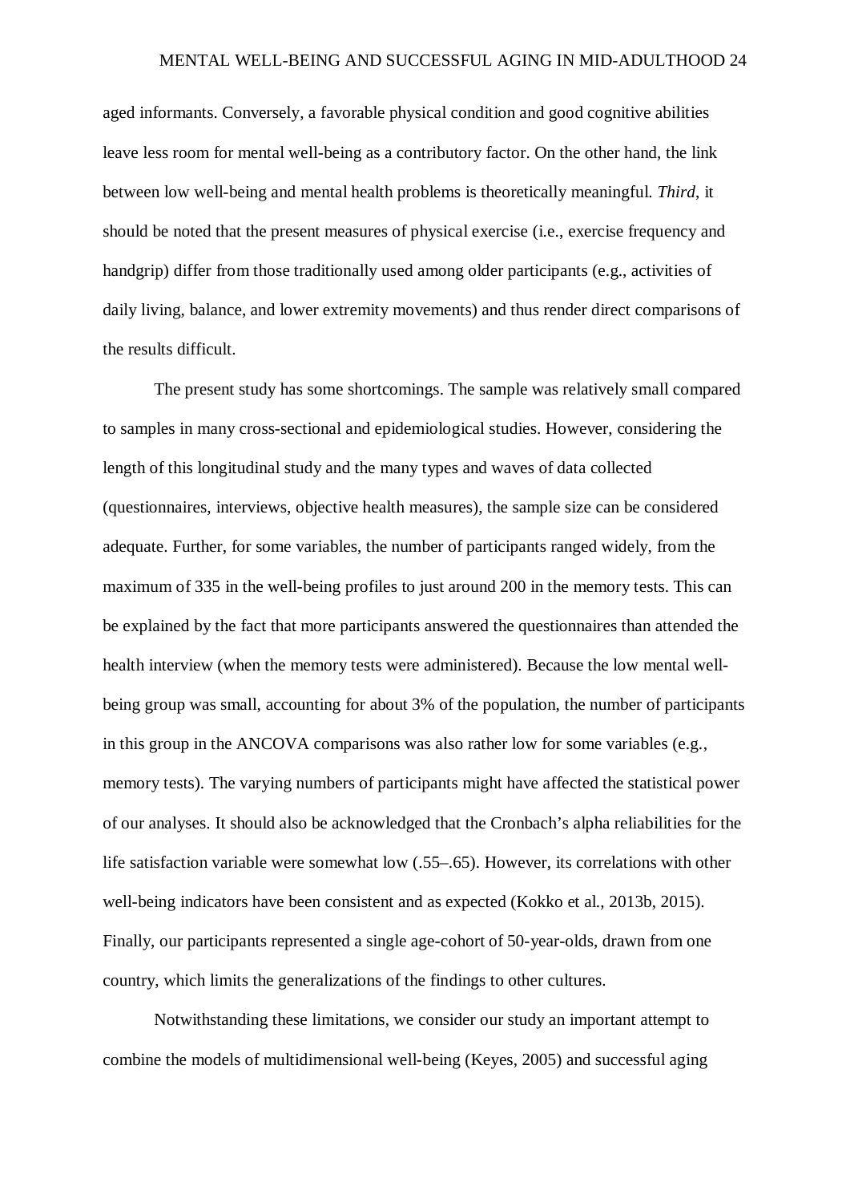aged informants. Conversely, a favorable physical condition and good cognitive abilities leave less room for mental well-being as a contributory factor. On the other hand, the link between low well-being and mental health problems is theoretically meaningful. *Third*, it should be noted that the present measures of physical exercise (i.e., exercise frequency and handgrip) differ from those traditionally used among older participants (e.g., activities of daily living, balance, and lower extremity movements) and thus render direct comparisons of the results difficult.

The present study has some shortcomings. The sample was relatively small compared to samples in many cross-sectional and epidemiological studies. However, considering the length of this longitudinal study and the many types and waves of data collected (questionnaires, interviews, objective health measures), the sample size can be considered adequate. Further, for some variables, the number of participants ranged widely, from the maximum of 335 in the well-being profiles to just around 200 in the memory tests. This can be explained by the fact that more participants answered the questionnaires than attended the health interview (when the memory tests were administered). Because the low mental well-being group was small, accounting for about 3% of the population, the number of participants in this group in the ANCOVA comparisons was also rather low for some variables (e.g., memory tests). The varying numbers of participants might have affected the statistical power of our analyses. It should also be acknowledged that the Cronbach's alpha reliabilities for the life satisfaction variable were somewhat low (.55–.65). However, its correlations with other well-being indicators have been consistent and as expected (Kokko et al., 2013b, 2015). Finally, our participants represented a single age-cohort of 50-year-olds, drawn from one country, which limits the generalizations of the findings to other cultures.

Notwithstanding these limitations, we consider our study an important attempt to combine the models of multidimensional well-being (Keyes, 2005) and successful aging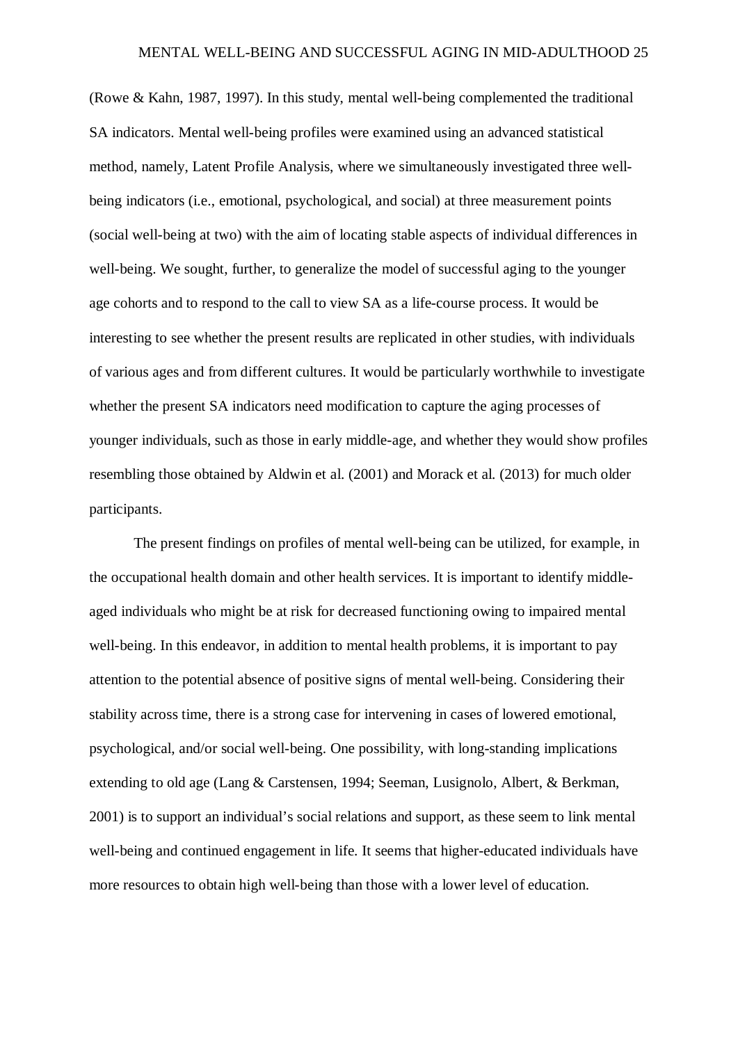(Rowe & Kahn, 1987, 1997). In this study, mental well-being complemented the traditional SA indicators. Mental well-being profiles were examined using an advanced statistical method, namely, Latent Profile Analysis, where we simultaneously investigated three well-being indicators (i.e., emotional, psychological, and social) at three measurement points (social well-being at two) with the aim of locating stable aspects of individual differences in well-being. We sought, further, to generalize the model of successful aging to the younger age cohorts and to respond to the call to view SA as a life-course process. It would be interesting to see whether the present results are replicated in other studies, with individuals of various ages and from different cultures. It would be particularly worthwhile to investigate whether the present SA indicators need modification to capture the aging processes of younger individuals, such as those in early middle-age, and whether they would show profiles resembling those obtained by Aldwin et al. (2001) and Morack et al. (2013) for much older participants.

The present findings on profiles of mental well-being can be utilized, for example, in the occupational health domain and other health services. It is important to identify middle-aged individuals who might be at risk for decreased functioning owing to impaired mental well-being. In this endeavor, in addition to mental health problems, it is important to pay attention to the potential absence of positive signs of mental well-being. Considering their stability across time, there is a strong case for intervening in cases of lowered emotional, psychological, and/or social well-being. One possibility, with long-standing implications extending to old age (Lang & Carstensen, 1994; Seeman, Lusignolo, Albert, & Berkman, 2001) is to support an individual's social relations and support, as these seem to link mental well-being and continued engagement in life. It seems that higher-educated individuals have more resources to obtain high well-being than those with a lower level of education.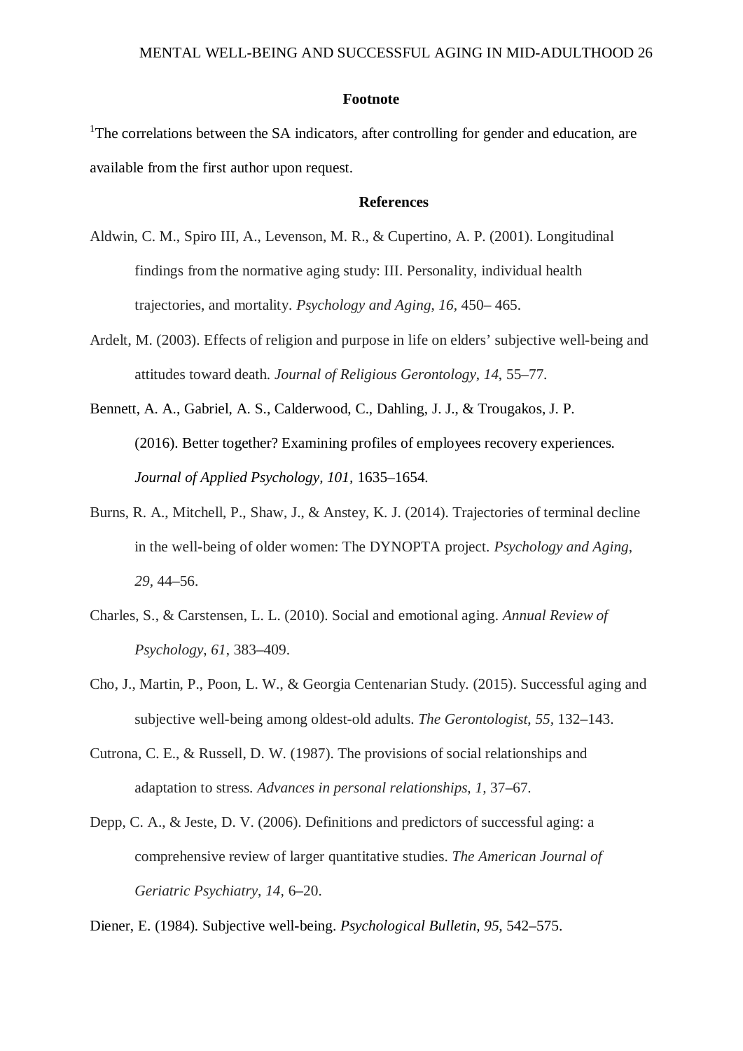## Footnote

[1]The correlations between the SA indicators, after controlling for gender and education, are available from the first author upon request.

## References

Aldwin, C. M., Spiro III, A., Levenson, M. R., & Cupertino, A. P. (2001). Longitudinal findings from the normative aging study: III. Personality, individual health trajectories, and mortality. *Psychology and Aging*, *16,* 450– 465.

Ardelt, M. (2003). Effects of religion and purpose in life on elders' subjective well-being and attitudes toward death. *Journal of Religious Gerontology*, *14,* 55–77.

Bennett, A. A., Gabriel, A. S., Calderwood, C., Dahling, J. J., & Trougakos, J. P. (2016). Better together? Examining profiles of employees recovery experiences. *Journal of Applied Psychology*, *101*, 1635–1654.

Burns, R. A., Mitchell, P., Shaw, J., & Anstey, K. J. (2014). Trajectories of terminal decline in the well-being of older women: The DYNOPTA project. *Psychology and Aging*, *29*, 44–56.

Charles, S., & Carstensen, L. L. (2010). Social and emotional aging. *Annual Review of Psychology*, *61*, 383–409.

Cho, J., Martin, P., Poon, L. W., & Georgia Centenarian Study. (2015). Successful aging and subjective well-being among oldest-old adults. *The Gerontologist*, *55*, 132–143.

Cutrona, C. E., & Russell, D. W. (1987). The provisions of social relationships and adaptation to stress. *Advances in personal relationships*, *1,* 37–67.

Depp, C. A., & Jeste, D. V. (2006). Definitions and predictors of successful aging: a comprehensive review of larger quantitative studies. *The American Journal of Geriatric Psychiatry*, *14*, 6–20.

Diener, E. (1984). Subjective well-being. *Psychological Bulletin, 95*, 542–575.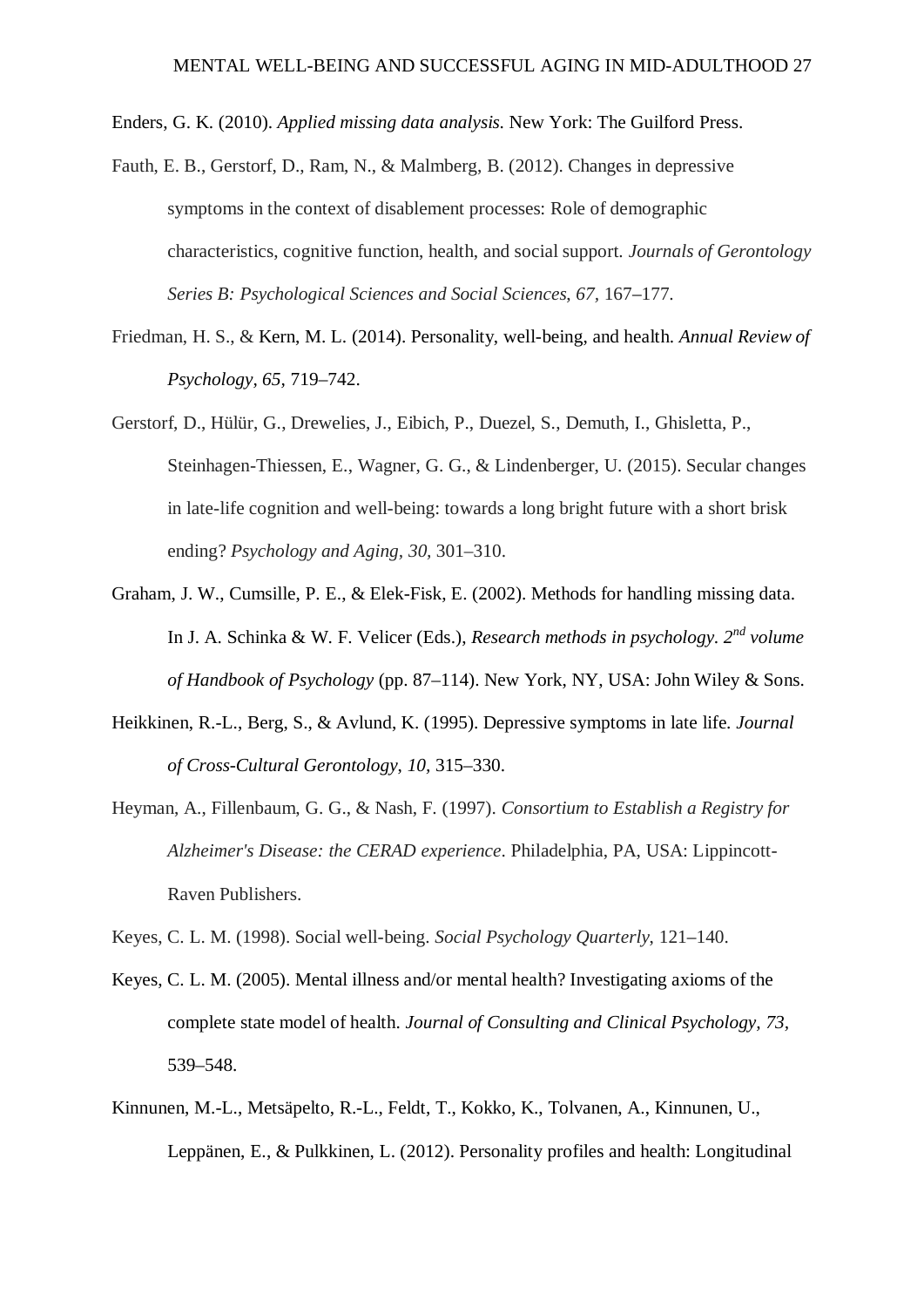Enders, G. K. (2010). *Applied missing data analysis.* New York: The Guilford Press.

Fauth, E. B., Gerstorf, D., Ram, N., & Malmberg, B. (2012). Changes in depressive symptoms in the context of disablement processes: Role of demographic characteristics, cognitive function, health, and social support. *Journals of Gerontology Series B: Psychological Sciences and Social Sciences*, *67*, 167–177.

Friedman, H. S., & Kern, M. L. (2014). Personality, well-being, and health. *Annual Review of Psychology*, *65*, 719–742.

Gerstorf, D., Hülür, G., Drewelies, J., Eibich, P., Duezel, S., Demuth, I., Ghisletta, P., Steinhagen-Thiessen, E., Wagner, G. G., & Lindenberger, U. (2015). Secular changes in late-life cognition and well-being: towards a long bright future with a short brisk ending? *Psychology and Aging*, *30*, 301–310.

Graham, J. W., Cumsille, P. E., & Elek-Fisk, E. (2002). Methods for handling missing data. In J. A. Schinka & W. F. Velicer (Eds.), *Research methods in psychology. 2nd volume of Handbook of Psychology* (pp. 87–114). New York, NY, USA: John Wiley & Sons.

Heikkinen, R.-L., Berg, S., & Avlund, K. (1995). Depressive symptoms in late life. *Journal of Cross-Cultural Gerontology*, *10*, 315–330.

Heyman, A., Fillenbaum, G. G., & Nash, F. (1997). *Consortium to Establish a Registry for Alzheimer's Disease: the CERAD experience*. Philadelphia, PA, USA: Lippincott-Raven Publishers.

Keyes, C. L. M. (1998). Social well-being. *Social Psychology Quarterly*, 121–140.

Keyes, C. L. M. (2005). Mental illness and/or mental health? Investigating axioms of the complete state model of health. *Journal of Consulting and Clinical Psychology, 73,* 539–548.

Kinnunen, M.-L., Metsäpelto, R.-L., Feldt, T., Kokko, K., Tolvanen, A., Kinnunen, U., Leppänen, E., & Pulkkinen, L. (2012). Personality profiles and health: Longitudinal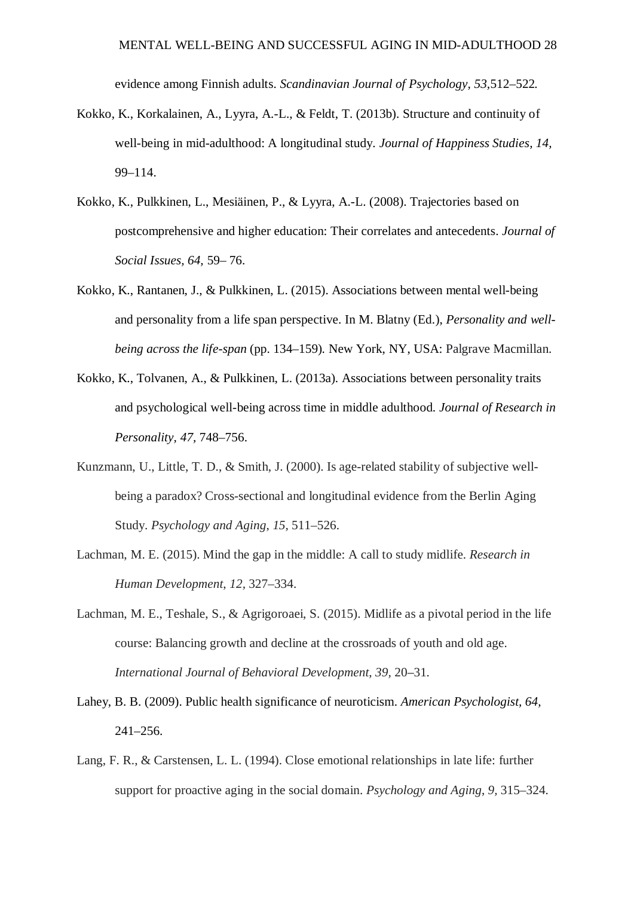evidence among Finnish adults. *Scandinavian Journal of Psychology, 53,*512–522.

Kokko, K., Korkalainen, A., Lyyra, A.-L., & Feldt, T. (2013b). Structure and continuity of well-being in mid-adulthood: A longitudinal study. *Journal of Happiness Studies, 14,* 99–114.

Kokko, K., Pulkkinen, L., Mesiäinen, P., & Lyyra, A.-L. (2008). Trajectories based on postcomprehensive and higher education: Their correlates and antecedents. *Journal of Social Issues, 64,* 59– 76.

Kokko, K., Rantanen, J., & Pulkkinen, L. (2015). Associations between mental well-being and personality from a life span perspective. In M. Blatny (Ed.), *Personality and well-being across the life-span* (pp. 134–159). New York, NY, USA: Palgrave Macmillan.

Kokko, K., Tolvanen, A., & Pulkkinen, L. (2013a). Associations between personality traits and psychological well-being across time in middle adulthood. *Journal of Research in Personality*, *47,* 748–756.

Kunzmann, U., Little, T. D., & Smith, J. (2000). Is age-related stability of subjective well-being a paradox? Cross-sectional and longitudinal evidence from the Berlin Aging Study. *Psychology and Aging*, *15,* 511–526.

Lachman, M. E. (2015). Mind the gap in the middle: A call to study midlife. *Research in Human Development*, *12,* 327–334.

Lachman, M. E., Teshale, S., & Agrigoroaei, S. (2015). Midlife as a pivotal period in the life course: Balancing growth and decline at the crossroads of youth and old age. *International Journal of Behavioral Development*, *39,* 20–31.

Lahey, B. B. (2009). Public health significance of neuroticism. *American Psychologist, 64,* 241–256.

Lang, F. R., & Carstensen, L. L. (1994). Close emotional relationships in late life: further support for proactive aging in the social domain. *Psychology and Aging*, *9,* 315–324.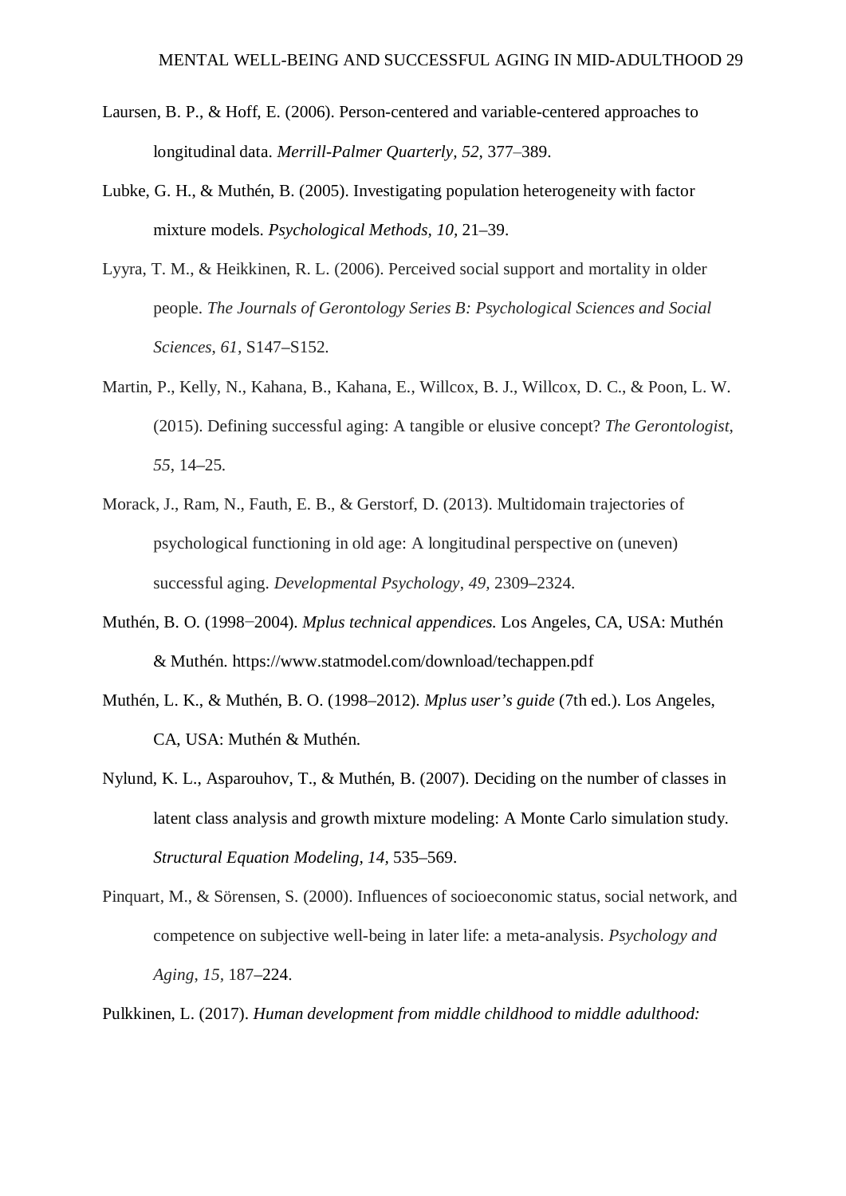Laursen, B. P., & Hoff, E. (2006). Person-centered and variable-centered approaches to longitudinal data. *Merrill-Palmer Quarterly*, *52*, 377–389.

Lubke, G. H., & Muthén, B. (2005). Investigating population heterogeneity with factor mixture models. *Psychological Methods, 10*, 21–39.

Lyyra, T. M., & Heikkinen, R. L. (2006). Perceived social support and mortality in older people. *The Journals of Gerontology Series B: Psychological Sciences and Social Sciences*, *61*, S147–S152.

Martin, P., Kelly, N., Kahana, B., Kahana, E., Willcox, B. J., Willcox, D. C., & Poon, L. W. (2015). Defining successful aging: A tangible or elusive concept? *The Gerontologist*, *55*, 14–25.

Morack, J., Ram, N., Fauth, E. B., & Gerstorf, D. (2013). Multidomain trajectories of psychological functioning in old age: A longitudinal perspective on (uneven) successful aging. *Developmental Psychology*, *49*, 2309–2324.

Muthén, B. O. (1998−2004). *Mplus technical appendices.* Los Angeles, CA, USA: Muthén & Muthén. https://www.statmodel.com/download/techappen.pdf

Muthén, L. K., & Muthén, B. O. (1998–2012). *Mplus user's guide* (7th ed.). Los Angeles, CA, USA: Muthén & Muthén.

Nylund, K. L., Asparouhov, T., & Muthén, B. (2007). Deciding on the number of classes in latent class analysis and growth mixture modeling: A Monte Carlo simulation study. *Structural Equation Modeling*, *14*, 535–569.

Pinquart, M., & Sörensen, S. (2000). Influences of socioeconomic status, social network, and competence on subjective well-being in later life: a meta-analysis. *Psychology and Aging*, *15*, 187–224.

Pulkkinen, L. (2017). *Human development from middle childhood to middle adulthood:*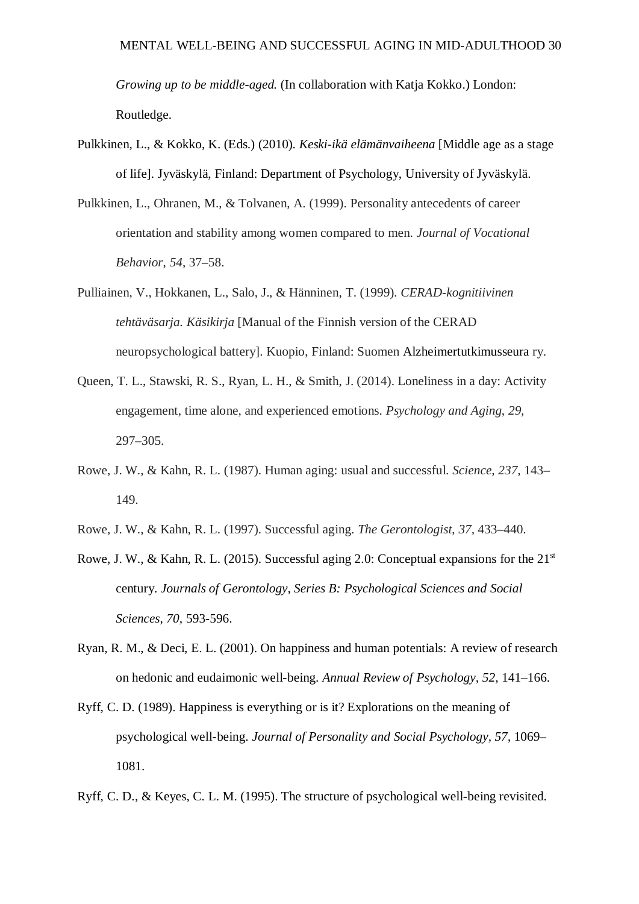*Growing up to be middle-aged.* (In collaboration with Katja Kokko.) London: Routledge.

Pulkkinen, L., & Kokko, K. (Eds.) (2010). *Keski-ikä elämänvaiheena* [Middle age as a stage of life]. Jyväskylä, Finland: Department of Psychology, University of Jyväskylä.

Pulkkinen, L., Ohranen, M., & Tolvanen, A. (1999). Personality antecedents of career orientation and stability among women compared to men. *Journal of Vocational Behavior*, *54*, 37–58.

Pulliainen, V., Hokkanen, L., Salo, J., & Hänninen, T. (1999). *CERAD-kognitiivinen tehtäväsarja. Käsikirja* [Manual of the Finnish version of the CERAD neuropsychological battery]. Kuopio, Finland: Suomen Alzheimertutkimusseura ry.

Queen, T. L., Stawski, R. S., Ryan, L. H., & Smith, J. (2014). Loneliness in a day: Activity engagement, time alone, and experienced emotions. *Psychology and Aging*, *29*, 297–305.

Rowe, J. W., & Kahn, R. L. (1987). Human aging: usual and successful. *Science*, *237*, 143–149.

Rowe, J. W., & Kahn, R. L. (1997). Successful aging. *The Gerontologist*, *37*, 433–440.

Rowe, J. W., & Kahn, R. L. (2015). Successful aging 2.0: Conceptual expansions for the 21st century. *Journals of Gerontology, Series B: Psychological Sciences and Social Sciences*, *70*, 593-596.

Ryan, R. M., & Deci, E. L. (2001). On happiness and human potentials: A review of research on hedonic and eudaimonic well-being. *Annual Review of Psychology*, *52*, 141–166.

Ryff, C. D. (1989). Happiness is everything or is it? Explorations on the meaning of psychological well-being. *Journal of Personality and Social Psychology*, *57*, 1069–1081.

Ryff, C. D., & Keyes, C. L. M. (1995). The structure of psychological well-being revisited.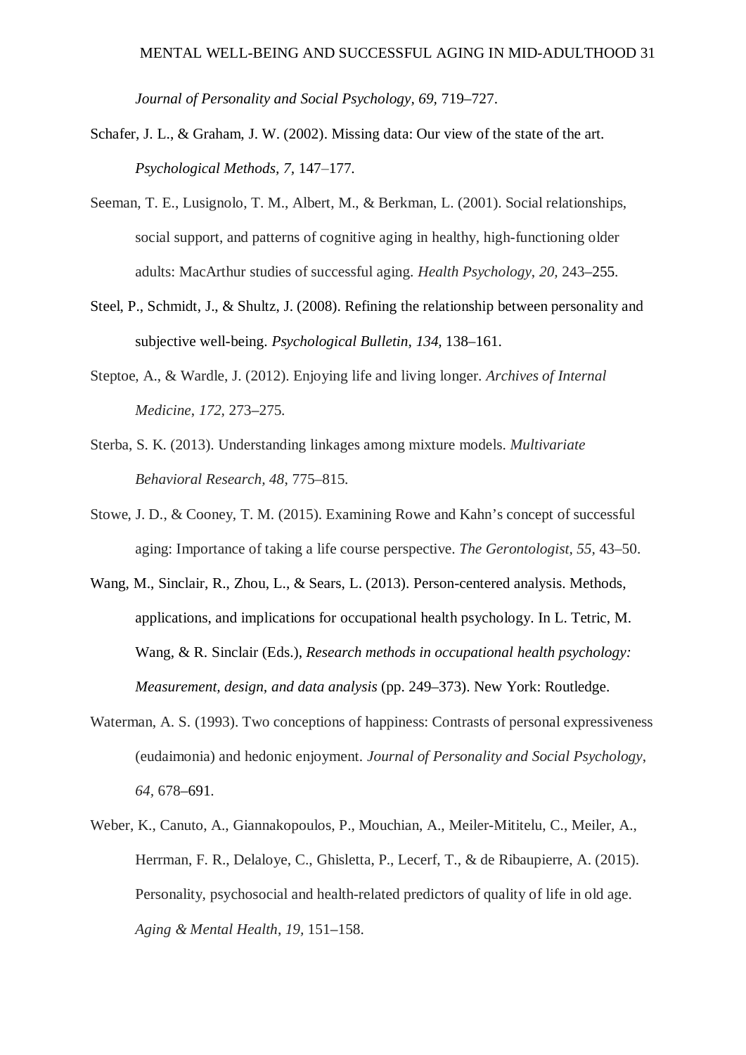*Journal of Personality and Social Psychology, 69,* 719–727.

Schafer, J. L., & Graham, J. W. (2002). Missing data: Our view of the state of the art. *Psychological Methods, 7,* 147–177.

Seeman, T. E., Lusignolo, T. M., Albert, M., & Berkman, L. (2001). Social relationships, social support, and patterns of cognitive aging in healthy, high-functioning older adults: MacArthur studies of successful aging. *Health Psychology*, *20*, 243–255.

Steel, P., Schmidt, J., & Shultz, J. (2008). Refining the relationship between personality and subjective well-being. *Psychological Bulletin, 134,* 138–161.

Steptoe, A., & Wardle, J. (2012). Enjoying life and living longer. *Archives of Internal Medicine*, *172,* 273–275.

Sterba, S. K. (2013). Understanding linkages among mixture models. *Multivariate Behavioral Research*, *48*, 775–815.

Stowe, J. D., & Cooney, T. M. (2015). Examining Rowe and Kahn's concept of successful aging: Importance of taking a life course perspective. *The Gerontologist*, *55*, 43–50.

Wang, M., Sinclair, R., Zhou, L., & Sears, L. (2013). Person-centered analysis. Methods, applications, and implications for occupational health psychology. In L. Tetric, M. Wang, & R. Sinclair (Eds.), *Research methods in occupational health psychology: Measurement, design, and data analysis* (pp. 249–373). New York: Routledge.

Waterman, A. S. (1993). Two conceptions of happiness: Contrasts of personal expressiveness (eudaimonia) and hedonic enjoyment. *Journal of Personality and Social Psychology*, *64,* 678–691.

Weber, K., Canuto, A., Giannakopoulos, P., Mouchian, A., Meiler-Mititelu, C., Meiler, A., Herrman, F. R., Delaloye, C., Ghisletta, P., Lecerf, T., & de Ribaupierre, A. (2015). Personality, psychosocial and health-related predictors of quality of life in old age. *Aging & Mental Health*, *19,* 151–158.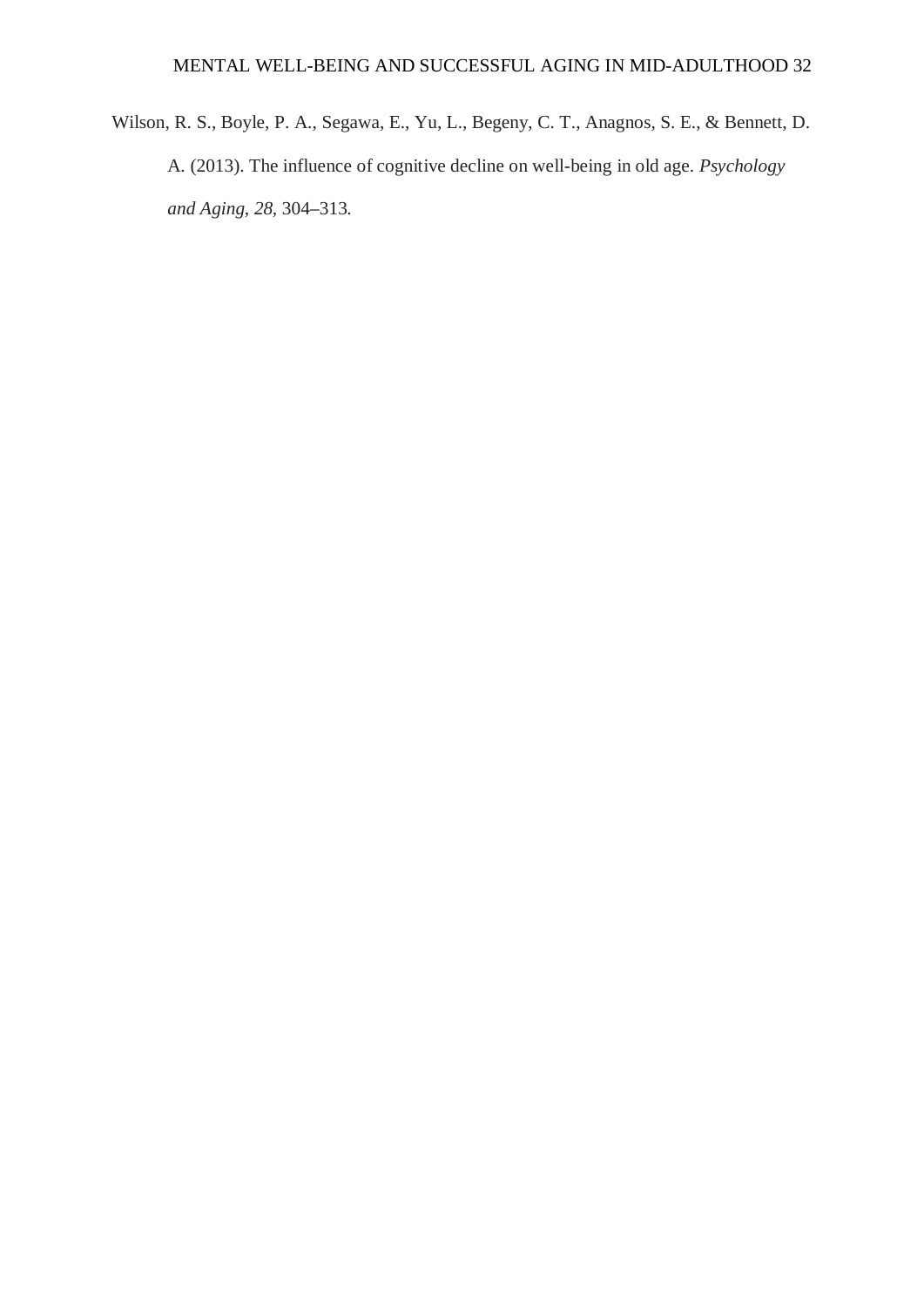Wilson, R. S., Boyle, P. A., Segawa, E., Yu, L., Begeny, C. T., Anagnos, S. E., & Bennett, D. A. (2013). The influence of cognitive decline on well-being in old age. *Psychology and Aging*, *28*, 304–313.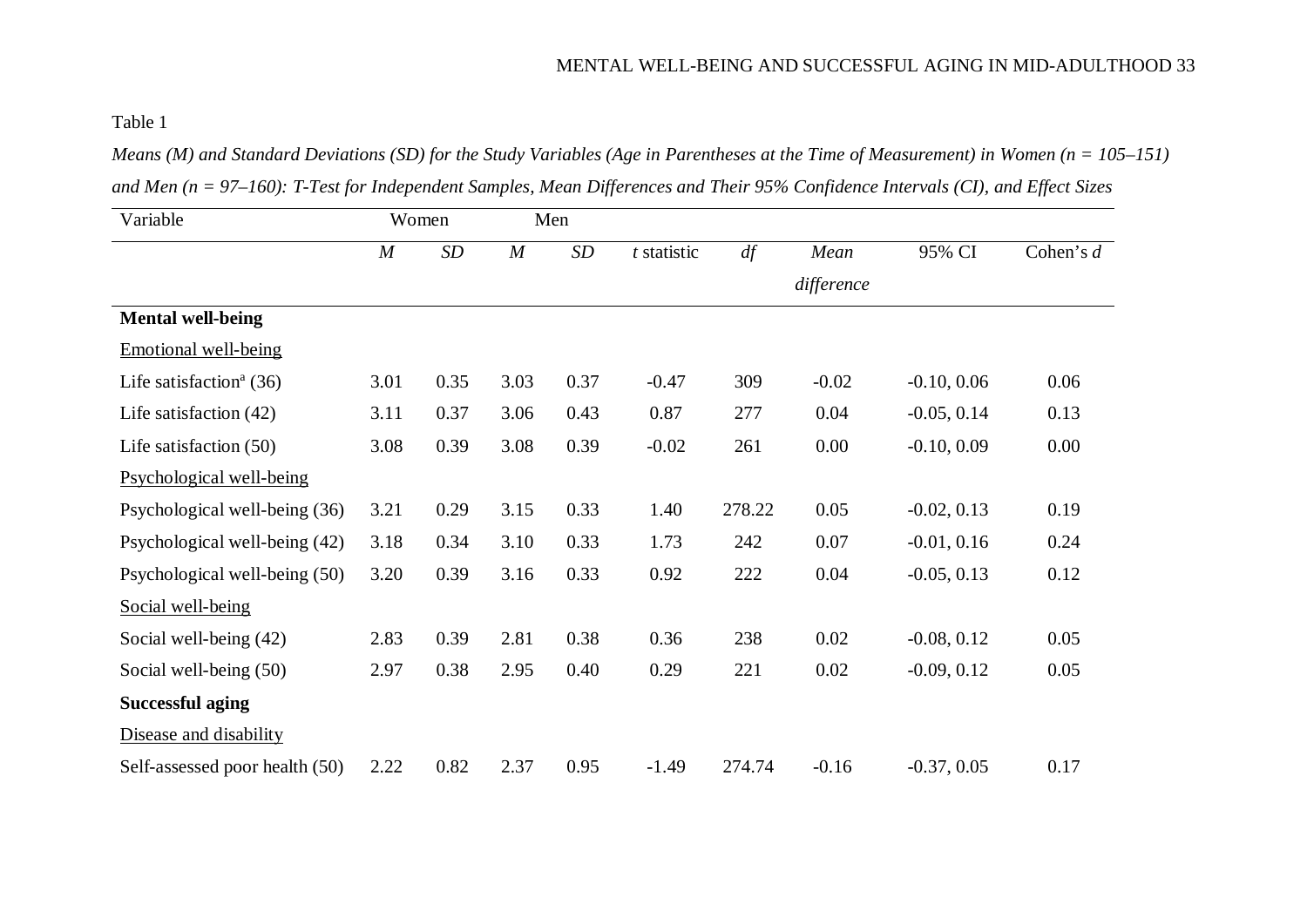Table 1

*Means (M) and Standard Deviations (SD) for the Study Variables (Age in Parentheses at the Time of Measurement) in Women (n = 105–151) and Men (n = 97–160): T-Test for Independent Samples, Mean Differences and Their 95% Confidence Intervals (CI), and Effect Sizes*

| Variable | Women | | Men | | | | | | |
|---|---|---|---|---|---|---|---|---|---|
| | *M* | *SD* | *M* | *SD* | *t* statistic | *df* | *Mean difference* | 95% CI | Cohen's *d* |
| **Mental well-being** | | | | | | | | | |
| Emotional well-being | | | | | | | | | |
| Life satisfaction[a] (36) | 3.01 | 0.35 | 3.03 | 0.37 | -0.47 | 309 | -0.02 | -0.10, 0.06 | 0.06 |
| Life satisfaction (42) | 3.11 | 0.37 | 3.06 | 0.43 | 0.87 | 277 | 0.04 | -0.05, 0.14 | 0.13 |
| Life satisfaction (50) | 3.08 | 0.39 | 3.08 | 0.39 | -0.02 | 261 | 0.00 | -0.10, 0.09 | 0.00 |
| Psychological well-being | | | | | | | | | |
| Psychological well-being (36) | 3.21 | 0.29 | 3.15 | 0.33 | 1.40 | 278.22 | 0.05 | -0.02, 0.13 | 0.19 |
| Psychological well-being (42) | 3.18 | 0.34 | 3.10 | 0.33 | 1.73 | 242 | 0.07 | -0.01, 0.16 | 0.24 |
| Psychological well-being (50) | 3.20 | 0.39 | 3.16 | 0.33 | 0.92 | 222 | 0.04 | -0.05, 0.13 | 0.12 |
| Social well-being | | | | | | | | | |
| Social well-being (42) | 2.83 | 0.39 | 2.81 | 0.38 | 0.36 | 238 | 0.02 | -0.08, 0.12 | 0.05 |
| Social well-being (50) | 2.97 | 0.38 | 2.95 | 0.40 | 0.29 | 221 | 0.02 | -0.09, 0.12 | 0.05 |
| **Successful aging** | | | | | | | | | |
| Disease and disability | | | | | | | | | |
| Self-assessed poor health (50) | 2.22 | 0.82 | 2.37 | 0.95 | -1.49 | 274.74 | -0.16 | -0.37, 0.05 | 0.17 |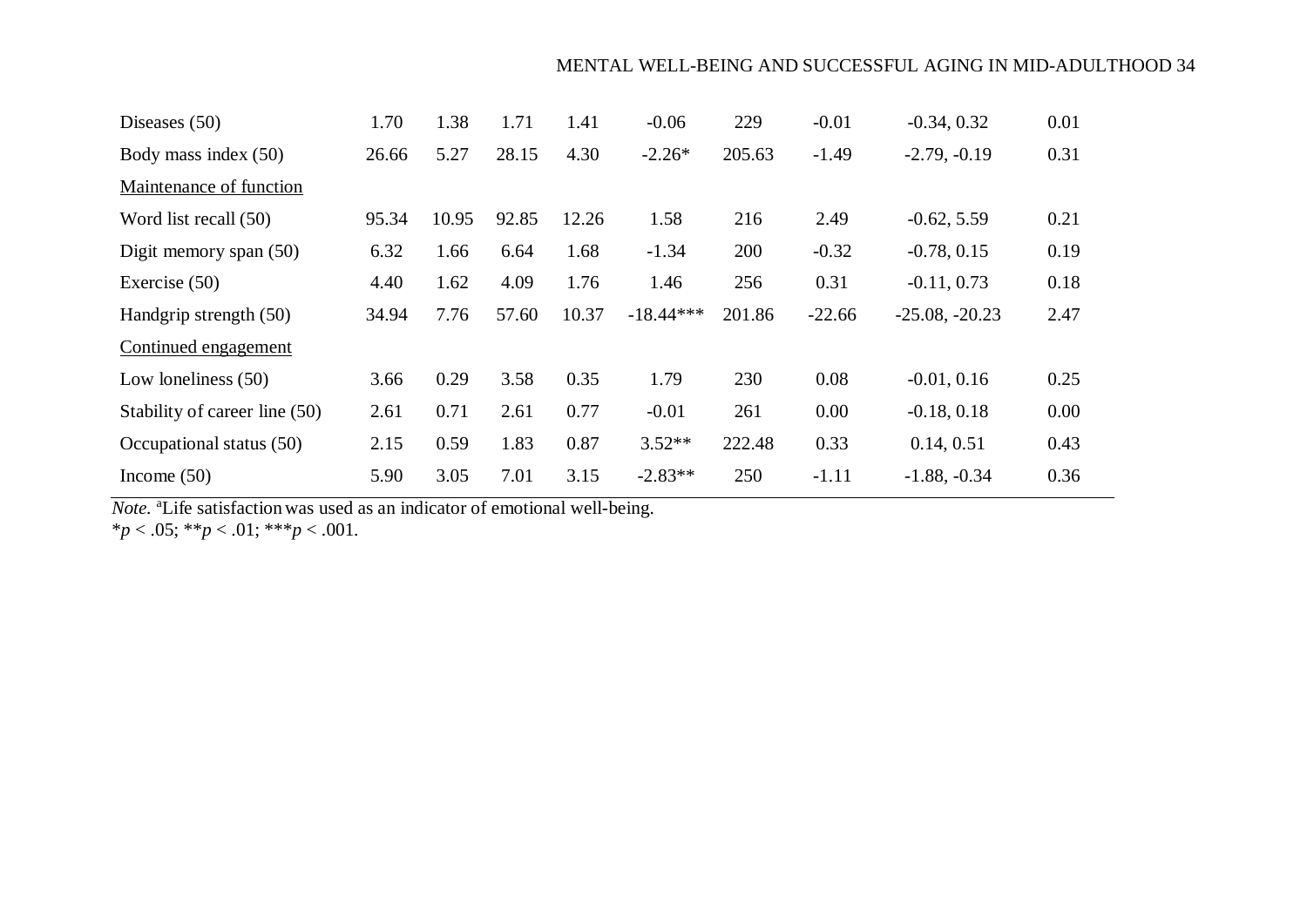| | | | | | | | | | |
|---|---|---|---|---|---|---|---|---|---|
| Diseases (50) | 1.70 | 1.38 | 1.71 | 1.41 | -0.06 | 229 | -0.01 | -0.34, 0.32 | 0.01 |
| Body mass index (50) | 26.66 | 5.27 | 28.15 | 4.30 | -2.26* | 205.63 | -1.49 | -2.79, -0.19 | 0.31 |
| <u>Maintenance of function</u> | | | | | | | | | |
| Word list recall (50) | 95.34 | 10.95 | 92.85 | 12.26 | 1.58 | 216 | 2.49 | -0.62, 5.59 | 0.21 |
| Digit memory span (50) | 6.32 | 1.66 | 6.64 | 1.68 | -1.34 | 200 | -0.32 | -0.78, 0.15 | 0.19 |
| Exercise (50) | 4.40 | 1.62 | 4.09 | 1.76 | 1.46 | 256 | 0.31 | -0.11, 0.73 | 0.18 |
| Handgrip strength (50) | 34.94 | 7.76 | 57.60 | 10.37 | -18.44*** | 201.86 | -22.66 | -25.08, -20.23 | 2.47 |
| <u>Continued engagement</u> | | | | | | | | | |
| Low loneliness (50) | 3.66 | 0.29 | 3.58 | 0.35 | 1.79 | 230 | 0.08 | -0.01, 0.16 | 0.25 |
| Stability of career line (50) | 2.61 | 0.71 | 2.61 | 0.77 | -0.01 | 261 | 0.00 | -0.18, 0.18 | 0.00 |
| Occupational status (50) | 2.15 | 0.59 | 1.83 | 0.87 | 3.52** | 222.48 | 0.33 | 0.14, 0.51 | 0.43 |
| Income (50) | 5.90 | 3.05 | 7.01 | 3.15 | -2.83** | 250 | -1.11 | -1.88, -0.34 | 0.36 |

*Note.* [a]Life satisfaction was used as an indicator of emotional well-being.
\*$p < .05$; \*\*$p < .01$; \*\*\*$p < .001$.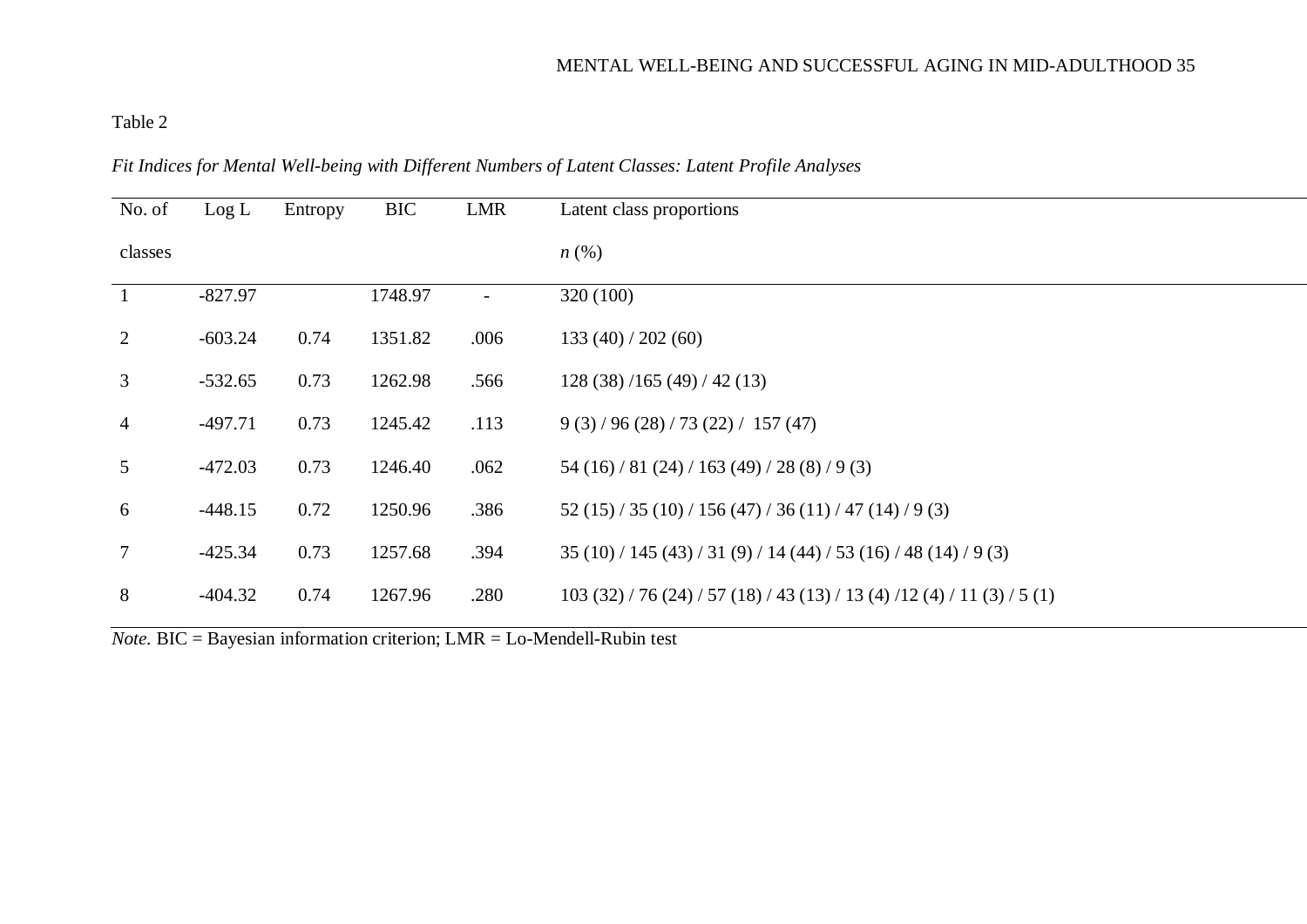Table 2

*Fit Indices for Mental Well-being with Different Numbers of Latent Classes: Latent Profile Analyses*

| No. of classes | Log L | Entropy | BIC | LMR | Latent class proportions *n* (%) |
|---|---|---|---|---|---|
| 1 | -827.97 | | 1748.97 | - | 320 (100) |
| 2 | -603.24 | 0.74 | 1351.82 | .006 | 133 (40) / 202 (60) |
| 3 | -532.65 | 0.73 | 1262.98 | .566 | 128 (38) /165 (49) / 42 (13) |
| 4 | -497.71 | 0.73 | 1245.42 | .113 | 9 (3) / 96 (28) / 73 (22) / 157 (47) |
| 5 | -472.03 | 0.73 | 1246.40 | .062 | 54 (16) / 81 (24) / 163 (49) / 28 (8) / 9 (3) |
| 6 | -448.15 | 0.72 | 1250.96 | .386 | 52 (15) / 35 (10) / 156 (47) / 36 (11) / 47 (14) / 9 (3) |
| 7 | -425.34 | 0.73 | 1257.68 | .394 | 35 (10) / 145 (43) / 31 (9) / 14 (44) / 53 (16) / 48 (14) / 9 (3) |
| 8 | -404.32 | 0.74 | 1267.96 | .280 | 103 (32) / 76 (24) / 57 (18) / 43 (13) / 13 (4) /12 (4) / 11 (3) / 5 (1) |

*Note.* BIC = Bayesian information criterion; LMR = Lo-Mendell-Rubin test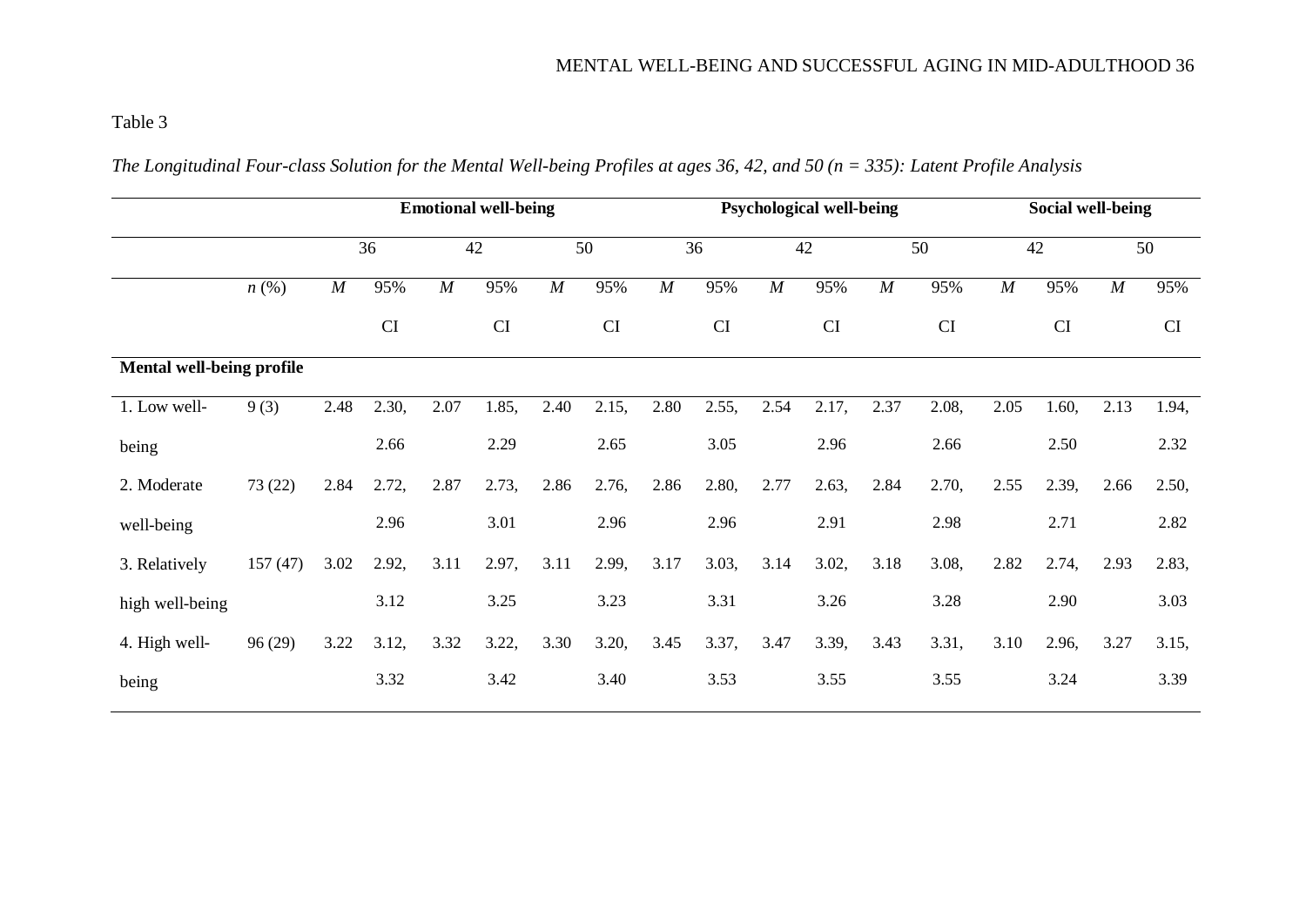Table 3

*The Longitudinal Four-class Solution for the Mental Well-being Profiles at ages 36, 42, and 50 (n = 335): Latent Profile Analysis*

| | | **Emotional well-being** | | | | | | **Psychological well-being** | | | | | | **Social well-being** | | | |
|---|---|---|---|---|---|---|---|---|---|---|---|---|---|---|---|---|---|
| | | 36 | | 42 | | 50 | | 36 | | 42 | | 50 | | 42 | | 50 | |
| | *n* (%) | *M* | 95% CI | *M* | 95% CI | *M* | 95% CI | *M* | 95% CI | *M* | 95% CI | *M* | 95% CI | *M* | 95% CI | *M* | 95% CI |
| **Mental well-being profile** | | | | | | | | | | | | | | | | | |
| 1. Low well-being | 9 (3) | 2.48 | 2.30, 2.66 | 2.07 | 1.85, 2.29 | 2.40 | 2.15, 2.65 | 2.80 | 2.55, 3.05 | 2.54 | 2.17, 2.96 | 2.37 | 2.08, 2.66 | 2.05 | 1.60, 2.50 | 2.13 | 1.94, 2.32 |
| 2. Moderate well-being | 73 (22) | 2.84 | 2.72, 2.96 | 2.87 | 2.73, 3.01 | 2.86 | 2.76, 2.96 | 2.86 | 2.80, 2.96 | 2.77 | 2.63, 2.91 | 2.84 | 2.70, 2.98 | 2.55 | 2.39, 2.71 | 2.66 | 2.50, 2.82 |
| 3. Relatively high well-being | 157 (47) | 3.02 | 2.92, 3.12 | 3.11 | 2.97, 3.25 | 3.11 | 2.99, 3.23 | 3.17 | 3.03, 3.31 | 3.14 | 3.02, 3.26 | 3.18 | 3.08, 3.28 | 2.82 | 2.74, 2.90 | 2.93 | 2.83, 3.03 |
| 4. High well-being | 96 (29) | 3.22 | 3.12, 3.32 | 3.32 | 3.22, 3.42 | 3.30 | 3.20, 3.40 | 3.45 | 3.37, 3.53 | 3.47 | 3.39, 3.55 | 3.43 | 3.31, 3.55 | 3.10 | 2.96, 3.24 | 3.27 | 3.15, 3.39 |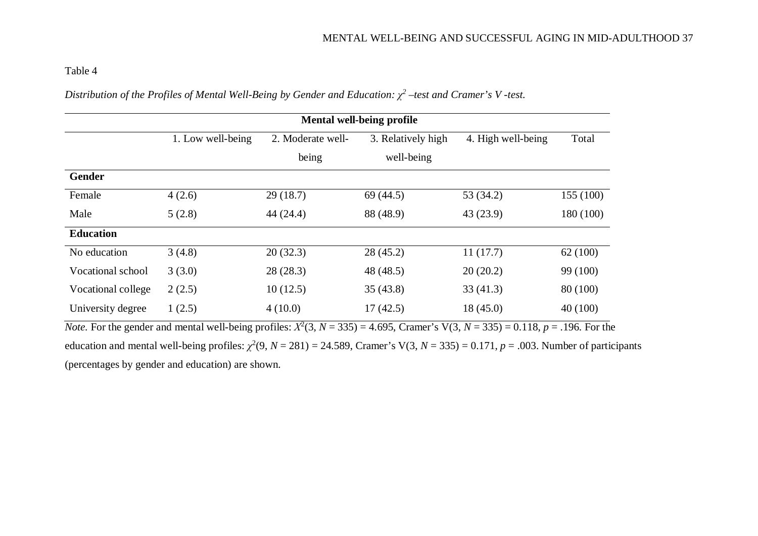Table 4

*Distribution of the Profiles of Mental Well-Being by Gender and Education: $\chi^2$ –test and Cramer's V -test.*

| | Mental well-being profile | | | | |
|---|---|---|---|---|---|
| | 1. Low well-being | 2. Moderate well-being | 3. Relatively high well-being | 4. High well-being | Total |
| **Gender** | | | | | |
| Female | 4 (2.6) | 29 (18.7) | 69 (44.5) | 53 (34.2) | 155 (100) |
| Male | 5 (2.8) | 44 (24.4) | 88 (48.9) | 43 (23.9) | 180 (100) |
| **Education** | | | | | |
| No education | 3 (4.8) | 20 (32.3) | 28 (45.2) | 11 (17.7) | 62 (100) |
| Vocational school | 3 (3.0) | 28 (28.3) | 48 (48.5) | 20 (20.2) | 99 (100) |
| Vocational college | 2 (2.5) | 10 (12.5) | 35 (43.8) | 33 (41.3) | 80 (100) |
| University degree | 1 (2.5) | 4 (10.0) | 17 (42.5) | 18 (45.0) | 40 (100) |

*Note.* For the gender and mental well-being profiles: $X^2(3, N = 335) = 4.695$, Cramer's $V(3, N = 335) = 0.118$, $p = .196$. For the education and mental well-being profiles: $\chi^2(9, N = 281) = 24.589$, Cramer's $V(3, N = 335) = 0.171$, $p = .003$. Number of participants (percentages by gender and education) are shown.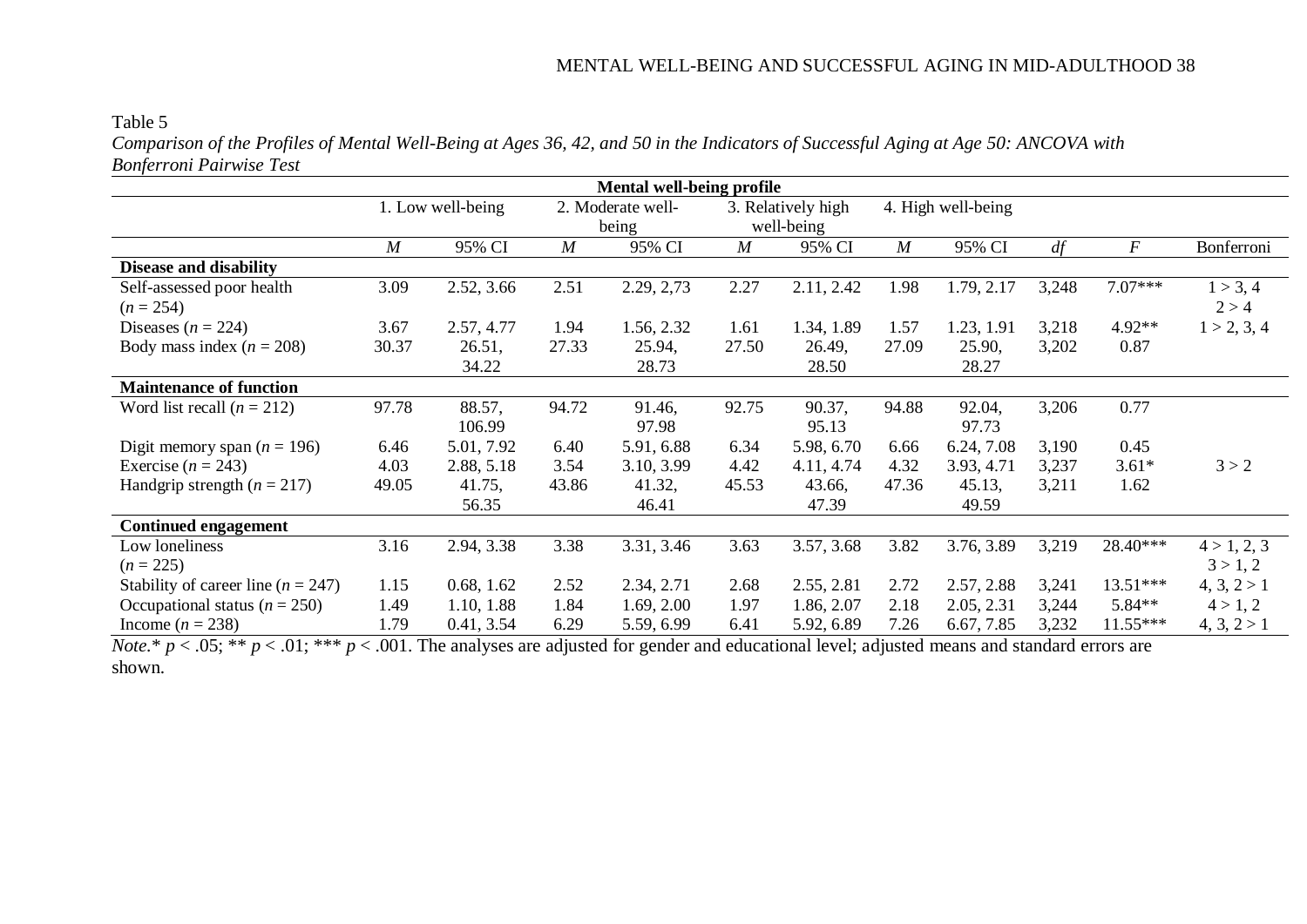Table 5

*Comparison of the Profiles of Mental Well-Being at Ages 36, 42, and 50 in the Indicators of Successful Aging at Age 50: ANCOVA with Bonferroni Pairwise Test*

| | Mental well-being profile | | | | | | | | | | |
|---|---|---|---|---|---|---|---|---|---|---|---|
| | 1. Low well-being | | 2. Moderate well-being | | 3. Relatively high well-being | | 4. High well-being | | | | |
| | *M* | 95% CI | *M* | 95% CI | *M* | 95% CI | *M* | 95% CI | *df* | *F* | Bonferroni |
| **Disease and disability** | | | | | | | | | | | |
| Self-assessed poor health (*n* = 254) | 3.09 | 2.52, 3.66 | 2.51 | 2.29, 2,73 | 2.27 | 2.11, 2.42 | 1.98 | 1.79, 2.17 | 3,248 | 7.07*** | 1 > 3, 4<br>2 > 4 |
| Diseases (*n* = 224) | 3.67 | 2.57, 4.77 | 1.94 | 1.56, 2.32 | 1.61 | 1.34, 1.89 | 1.57 | 1.23, 1.91 | 3,218 | 4.92** | 1 > 2, 3, 4 |
| Body mass index (*n* = 208) | 30.37 | 26.51, 34.22 | 27.33 | 25.94, 28.73 | 27.50 | 26.49, 28.50 | 27.09 | 25.90, 28.27 | 3,202 | 0.87 | |
| **Maintenance of function** | | | | | | | | | | | |
| Word list recall (*n* = 212) | 97.78 | 88.57, 106.99 | 94.72 | 91.46, 97.98 | 92.75 | 90.37, 95.13 | 94.88 | 92.04, 97.73 | 3,206 | 0.77 | |
| Digit memory span (*n* = 196) | 6.46 | 5.01, 7.92 | 6.40 | 5.91, 6.88 | 6.34 | 5.98, 6.70 | 6.66 | 6.24, 7.08 | 3,190 | 0.45 | |
| Exercise (*n* = 243) | 4.03 | 2.88, 5.18 | 3.54 | 3.10, 3.99 | 4.42 | 4.11, 4.74 | 4.32 | 3.93, 4.71 | 3,237 | 3.61* | 3 > 2 |
| Handgrip strength (*n* = 217) | 49.05 | 41.75, 56.35 | 43.86 | 41.32, 46.41 | 45.53 | 43.66, 47.39 | 47.36 | 45.13, 49.59 | 3,211 | 1.62 | |
| **Continued engagement** | | | | | | | | | | | |
| Low loneliness (*n* = 225) | 3.16 | 2.94, 3.38 | 3.38 | 3.31, 3.46 | 3.63 | 3.57, 3.68 | 3.82 | 3.76, 3.89 | 3,219 | 28.40*** | 4 > 1, 2, 3<br>3 > 1, 2 |
| Stability of career line (*n* = 247) | 1.15 | 0.68, 1.62 | 2.52 | 2.34, 2.71 | 2.68 | 2.55, 2.81 | 2.72 | 2.57, 2.88 | 3,241 | 13.51*** | 4, 3, 2 > 1 |
| Occupational status (*n* = 250) | 1.49 | 1.10, 1.88 | 1.84 | 1.69, 2.00 | 1.97 | 1.86, 2.07 | 2.18 | 2.05, 2.31 | 3,244 | 5.84** | 4 > 1, 2 |
| Income (*n* = 238) | 1.79 | 0.41, 3.54 | 6.29 | 5.59, 6.99 | 6.41 | 5.92, 6.89 | 7.26 | 6.67, 7.85 | 3,232 | 11.55*** | 4, 3, 2 > 1 |

*Note.* * $p < .05$; ** $p < .01$; *** $p < .001$. The analyses are adjusted for gender and educational level; adjusted means and standard errors are shown.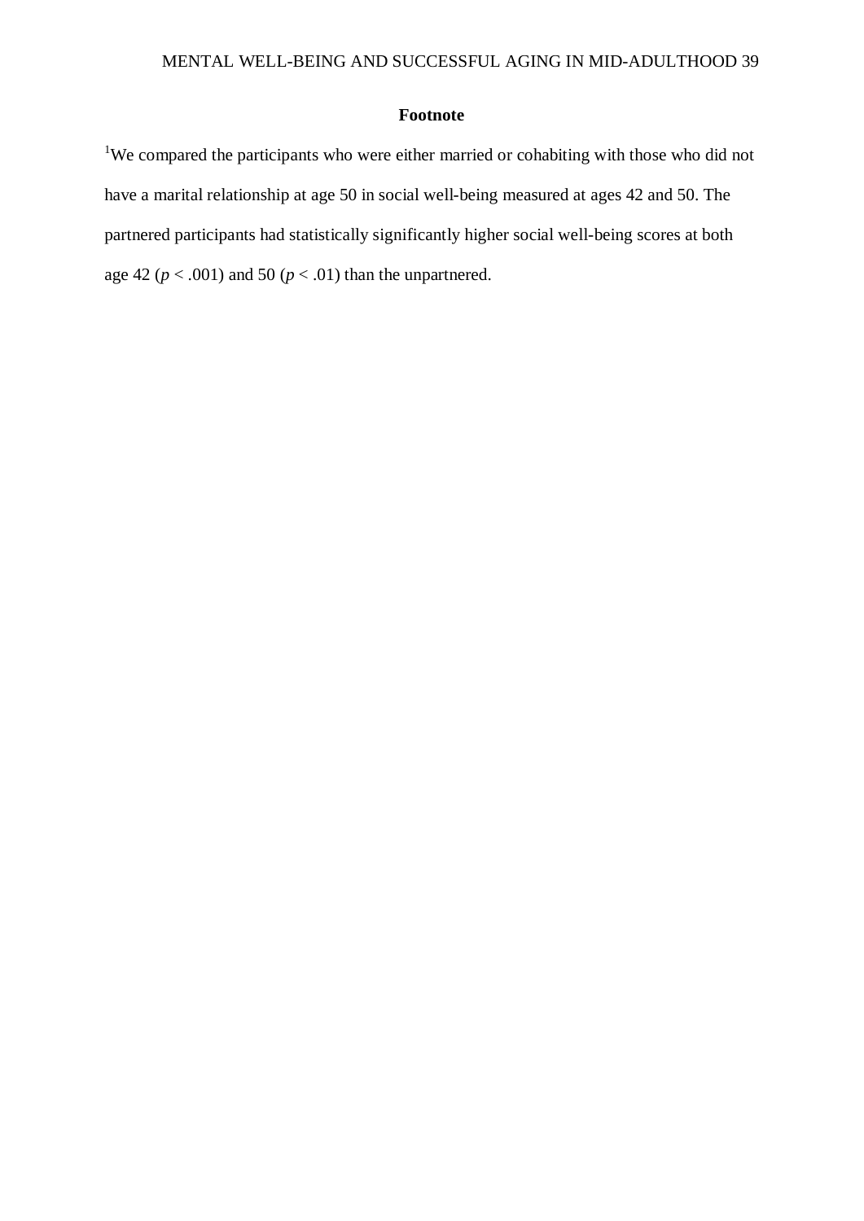## Footnote

[1]We compared the participants who were either married or cohabiting with those who did not have a marital relationship at age 50 in social well-being measured at ages 42 and 50. The partnered participants had statistically significantly higher social well-being scores at both age 42 ($p < .001$) and 50 ($p < .01$) than the unpartnered.